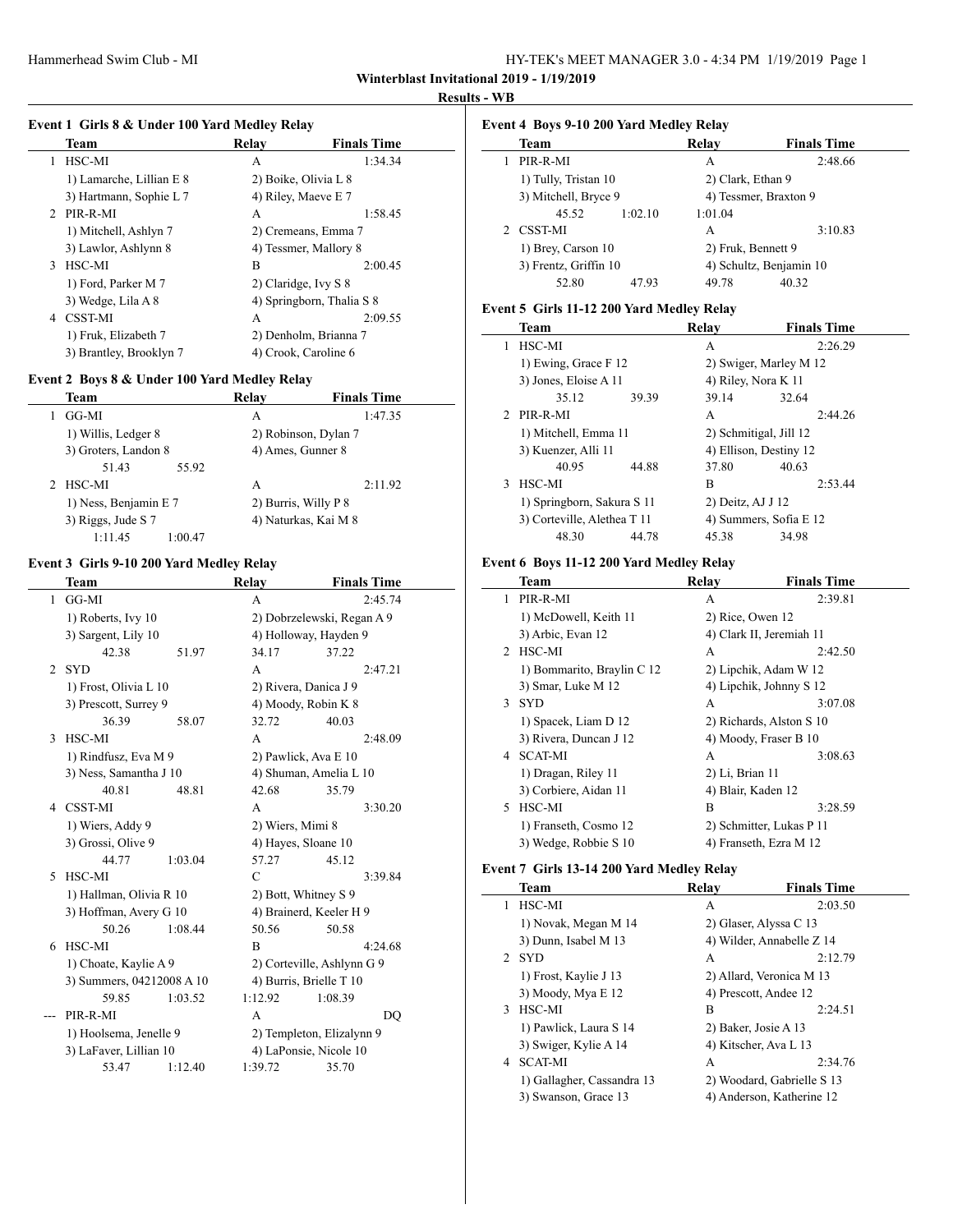Winterblast Invitational 2019 - 1/19/2019

Results - WB

### Event 1 Girls 8 & Under 100 Yard Medley Relay

| | Team | Relay | Finals Time |
|---|---|---|---|
| 1 | HSC-MI | A | 1:34.34 |
| | 1) Lamarche, Lillian E 8 | 2) Boike, Olivia L 8 | |
| | 3) Hartmann, Sophie L 7 | 4) Riley, Maeve E 7 | |
| 2 | PIR-R-MI | A | 1:58.45 |
| | 1) Mitchell, Ashlyn 7 | 2) Cremeans, Emma 7 | |
| | 3) Lawlor, Ashlynn 8 | 4) Tessmer, Mallory 8 | |
| 3 | HSC-MI | B | 2:00.45 |
| | 1) Ford, Parker M 7 | 2) Claridge, Ivy S 8 | |
| | 3) Wedge, Lila A 8 | 4) Springborn, Thalia S 8 | |
| 4 | CSST-MI | A | 2:09.55 |
| | 1) Fruk, Elizabeth 7 | 2) Denholm, Brianna 7 | |
| | 3) Brantley, Brooklyn 7 | 4) Crook, Caroline 6 | |

### Event 2 Boys 8 & Under 100 Yard Medley Relay

| | Team | Relay | Finals Time |
|---|---|---|---|
| 1 | GG-MI | A | 1:47.35 |
| | 1) Willis, Ledger 8 | 2) Robinson, Dylan 7 | |
| | 3) Groters, Landon 8 | 4) Ames, Gunner 8 | |
| | 51.43 55.92 | | |
| 2 | HSC-MI | A | 2:11.92 |
| | 1) Ness, Benjamin E 7 | 2) Burris, Willy P 8 | |
| | 3) Riggs, Jude S 7 | 4) Naturkas, Kai M 8 | |
| | 1:11.45 1:00.47 | | |

### Event 3 Girls 9-10 200 Yard Medley Relay

| | Team | Relay | Finals Time |
|---|---|---|---|
| 1 | GG-MI | A | 2:45.74 |
| | 1) Roberts, Ivy 10 | 2) Dobrzelewski, Regan A 9 | |
| | 3) Sargent, Lily 10 | 4) Holloway, Hayden 9 | |
| | 42.38 51.97 | 34.17 37.22 | |
| 2 | SYD | A | 2:47.21 |
| | 1) Frost, Olivia L 10 | 2) Rivera, Danica J 9 | |
| | 3) Prescott, Surrey 9 | 4) Moody, Robin K 8 | |
| | 36.39 58.07 | 32.72 40.03 | |
| 3 | HSC-MI | A | 2:48.09 |
| | 1) Rindfusz, Eva M 9 | 2) Pawlick, Ava E 10 | |
| | 3) Ness, Samantha J 10 | 4) Shuman, Amelia L 10 | |
| | 40.81 48.81 | 42.68 35.79 | |
| 4 | CSST-MI | A | 3:30.20 |
| | 1) Wiers, Addy 9 | 2) Wiers, Mimi 8 | |
| | 3) Grossi, Olive 9 | 4) Hayes, Sloane 10 | |
| | 44.77 1:03.04 | 57.27 45.12 | |
| 5 | HSC-MI | C | 3:39.84 |
| | 1) Hallman, Olivia R 10 | 2) Bott, Whitney S 9 | |
| | 3) Hoffman, Avery G 10 | 4) Brainerd, Keeler H 9 | |
| | 50.26 1:08.44 | 50.56 50.58 | |
| 6 | HSC-MI | B | 4:24.68 |
| | 1) Choate, Kaylie A 9 | 2) Corteville, Ashlynn G 9 | |
| | 3) Summers, 04212008 A 10 | 4) Burris, Brielle T 10 | |
| | 59.85 1:03.52 | 1:12.92 1:08.39 | |
| --- | PIR-R-MI | A | DQ |
| | 1) Hoolsema, Jenelle 9 | 2) Templeton, Elizalynn 9 | |
| | 3) LaFaver, Lillian 10 | 4) LaPonsie, Nicole 10 | |
| | 53.47 1:12.40 | 1:39.72 35.70 | |

### Event 4 Boys 9-10 200 Yard Medley Relay

| | Team | Relay | Finals Time |
|---|---|---|---|
| 1 | PIR-R-MI | A | 2:48.66 |
| | 1) Tully, Tristan 10 | 2) Clark, Ethan 9 | |
| | 3) Mitchell, Bryce 9 | 4) Tessmer, Braxton 9 | |
| | 45.52 1:02.10 | 1:01.04 | |
| 2 | CSST-MI | A | 3:10.83 |
| | 1) Brey, Carson 10 | 2) Fruk, Bennett 9 | |
| | 3) Frentz, Griffin 10 | 4) Schultz, Benjamin 10 | |
| | 52.80 47.93 | 49.78 40.32 | |

### Event 5 Girls 11-12 200 Yard Medley Relay

| | Team | Relay | Finals Time |
|---|---|---|---|
| 1 | HSC-MI | A | 2:26.29 |
| | 1) Ewing, Grace F 12 | 2) Swiger, Marley M 12 | |
| | 3) Jones, Eloise A 11 | 4) Riley, Nora K 11 | |
| | 35.12 39.39 | 39.14 32.64 | |
| 2 | PIR-R-MI | A | 2:44.26 |
| | 1) Mitchell, Emma 11 | 2) Schmitigal, Jill 12 | |
| | 3) Kuenzer, Alli 11 | 4) Ellison, Destiny 12 | |
| | 40.95 44.88 | 37.80 40.63 | |
| 3 | HSC-MI | B | 2:53.44 |
| | 1) Springborn, Sakura S 11 | 2) Deitz, AJ J 12 | |
| | 3) Corteville, Alethea T 11 | 4) Summers, Sofia E 12 | |
| | 48.30 44.78 | 45.38 34.98 | |

### Event 6 Boys 11-12 200 Yard Medley Relay

| | Team | Relay | Finals Time |
|---|---|---|---|
| 1 | PIR-R-MI | A | 2:39.81 |
| | 1) McDowell, Keith 11 | 2) Rice, Owen 12 | |
| | 3) Arbic, Evan 12 | 4) Clark II, Jeremiah 11 | |
| 2 | HSC-MI | A | 2:42.50 |
| | 1) Bommarito, Braylin C 12 | 2) Lipchik, Adam W 12 | |
| | 3) Smar, Luke M 12 | 4) Lipchik, Johnny S 12 | |
| 3 | SYD | A | 3:07.08 |
| | 1) Spacek, Liam D 12 | 2) Richards, Alston S 10 | |
| | 3) Rivera, Duncan J 12 | 4) Moody, Fraser B 10 | |
| 4 | SCAT-MI | A | 3:08.63 |
| | 1) Dragan, Riley 11 | 2) Li, Brian 11 | |
| | 3) Corbiere, Aidan 11 | 4) Blair, Kaden 12 | |
| 5 | HSC-MI | B | 3:28.59 |
| | 1) Franseth, Cosmo 12 | 2) Schmitter, Lukas P 11 | |
| | 3) Wedge, Robbie S 10 | 4) Franseth, Ezra M 12 | |

### Event 7 Girls 13-14 200 Yard Medley Relay

| | Team | Relay | Finals Time |
|---|---|---|---|
| 1 | HSC-MI | A | 2:03.50 |
| | 1) Novak, Megan M 14 | 2) Glaser, Alyssa C 13 | |
| | 3) Dunn, Isabel M 13 | 4) Wilder, Annabelle Z 14 | |
| 2 | SYD | A | 2:12.79 |
| | 1) Frost, Kaylie J 13 | 2) Allard, Veronica M 13 | |
| | 3) Moody, Mya E 12 | 4) Prescott, Andee 12 | |
| 3 | HSC-MI | B | 2:24.51 |
| | 1) Pawlick, Laura S 14 | 2) Baker, Josie A 13 | |
| | 3) Swiger, Kylie A 14 | 4) Kitscher, Ava L 13 | |
| 4 | SCAT-MI | A | 2:34.76 |
| | 1) Gallagher, Cassandra 13 | 2) Woodard, Gabrielle S 13 | |
| | 3) Swanson, Grace 13 | 4) Anderson, Katherine 12 | |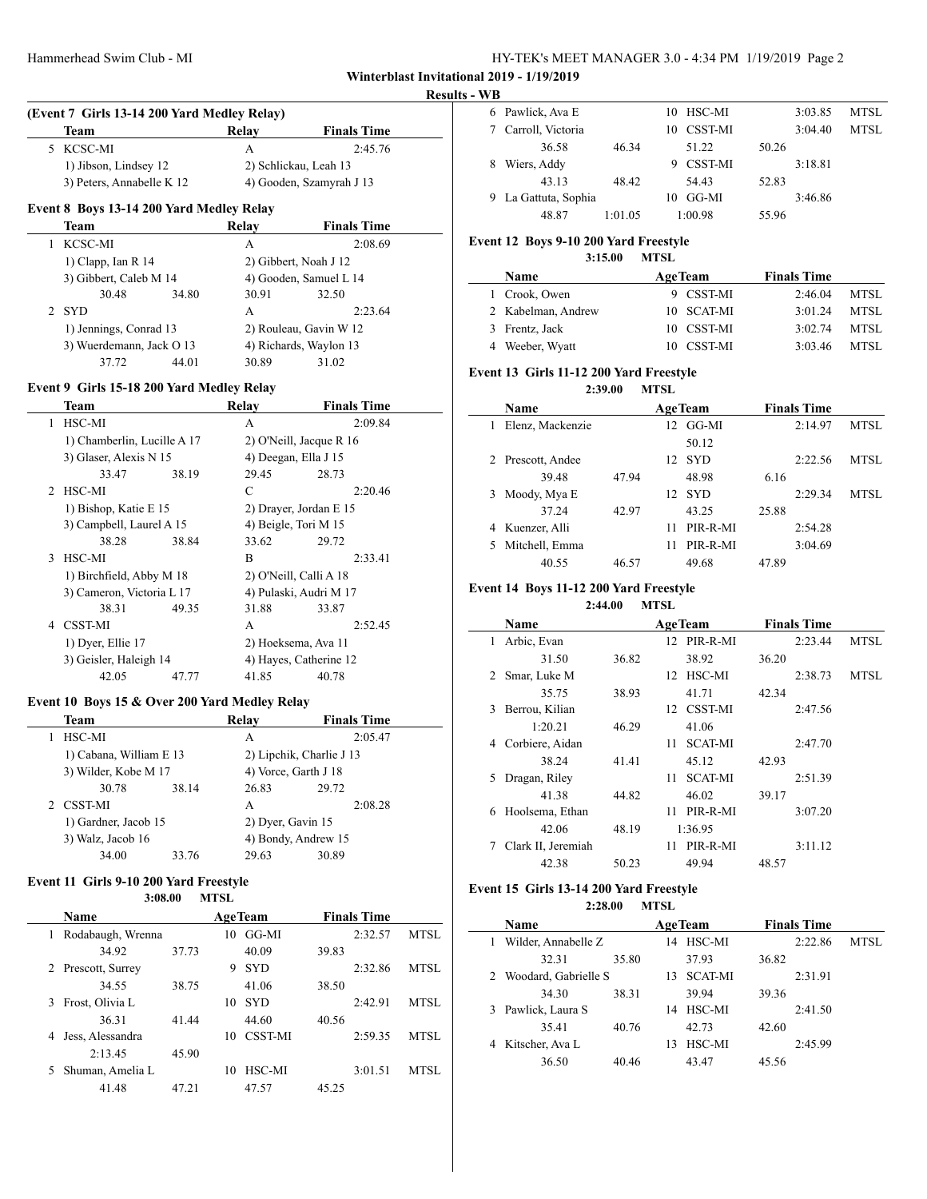**Winterblast Invitational 2019 - 1/19/2019**

**Results - WB**

### (Event 7 Girls 13-14 200 Yard Medley Relay)

| | Team | Relay | Finals Time |
|---|---|---|---|
| 5 | KCSC-MI | A | 2:45.76 |
| | 1) Jibson, Lindsey 12 | 2) Schlickau, Leah 13 | |
| | 3) Peters, Annabelle K 12 | 4) Gooden, Szamyrah J 13 | |

### Event 8 Boys 13-14 200 Yard Medley Relay

| | Team | Relay | Finals Time |
|---|---|---|---|
| 1 | KCSC-MI | A | 2:08.69 |
| | 1) Clapp, Ian R 14 | 2) Gibbert, Noah J 12 | |
| | 3) Gibbert, Caleb M 14 | 4) Gooden, Samuel L 14 | |
| | 30.48 34.80 | 30.91 32.50 | |
| 2 | SYD | A | 2:23.64 |
| | 1) Jennings, Conrad 13 | 2) Rouleau, Gavin W 12 | |
| | 3) Wuerdemann, Jack O 13 | 4) Richards, Waylon 13 | |
| | 37.72 44.01 | 30.89 31.02 | |

### Event 9 Girls 15-18 200 Yard Medley Relay

| | Team | Relay | Finals Time |
|---|---|---|---|
| 1 | HSC-MI | A | 2:09.84 |
| | 1) Chamberlin, Lucille A 17 | 2) O'Neill, Jacque R 16 | |
| | 3) Glaser, Alexis N 15 | 4) Deegan, Ella J 15 | |
| | 33.47 38.19 | 29.45 28.73 | |
| 2 | HSC-MI | C | 2:20.46 |
| | 1) Bishop, Katie E 15 | 2) Drayer, Jordan E 15 | |
| | 3) Campbell, Laurel A 15 | 4) Beigle, Tori M 15 | |
| | 38.28 38.84 | 33.62 29.72 | |
| 3 | HSC-MI | B | 2:33.41 |
| | 1) Birchfield, Abby M 18 | 2) O'Neill, Calli A 18 | |
| | 3) Cameron, Victoria L 17 | 4) Pulaski, Audri M 17 | |
| | 38.31 49.35 | 31.88 33.87 | |
| 4 | CSST-MI | A | 2:52.45 |
| | 1) Dyer, Ellie 17 | 2) Hoeksema, Ava 11 | |
| | 3) Geisler, Haleigh 14 | 4) Hayes, Catherine 12 | |
| | 42.05 47.77 | 41.85 40.78 | |

### Event 10 Boys 15 & Over 200 Yard Medley Relay

| | Team | Relay | Finals Time |
|---|---|---|---|
| 1 | HSC-MI | A | 2:05.47 |
| | 1) Cabana, William E 13 | 2) Lipchik, Charlie J 13 | |
| | 3) Wilder, Kobe M 17 | 4) Vorce, Garth J 18 | |
| | 30.78 38.14 | 26.83 29.72 | |
| 2 | CSST-MI | A | 2:08.28 |
| | 1) Gardner, Jacob 15 | 2) Dyer, Gavin 15 | |
| | 3) Walz, Jacob 16 | 4) Bondy, Andrew 15 | |
| | 34.00 33.76 | 29.63 30.89 | |

### Event 11 Girls 9-10 200 Yard Freestyle

3:08.00 MTSL

| | Name | Age | Team | Finals Time | |
|---|---|---|---|---|---|
| 1 | Rodabaugh, Wrenna | 10 | GG-MI | 2:32.57 | MTSL |
| | 34.92 37.73 | | 40.09 | 39.83 | |
| 2 | Prescott, Surrey | 9 | SYD | 2:32.86 | MTSL |
| | 34.55 38.75 | | 41.06 | 38.50 | |
| 3 | Frost, Olivia L | 10 | SYD | 2:42.91 | MTSL |
| | 36.31 41.44 | | 44.60 | 40.56 | |
| 4 | Jess, Alessandra | 10 | CSST-MI | 2:59.35 | MTSL |
| | 2:13.45 45.90 | | | | |
| 5 | Shuman, Amelia L | 10 | HSC-MI | 3:01.51 | MTSL |
| | 41.48 47.21 | | 47.57 | 45.25 | |
| 6 | Pawlick, Ava E | 10 | HSC-MI | 3:03.85 | MTSL |
| 7 | Carroll, Victoria | 10 | CSST-MI | 3:04.40 | MTSL |
| | 36.58 46.34 | | 51.22 | 50.26 | |
| 8 | Wiers, Addy | 9 | CSST-MI | 3:18.81 | |
| | 43.13 48.42 | | 54.43 | 52.83 | |
| 9 | La Gattuta, Sophia | 10 | GG-MI | 3:46.86 | |
| | 48.87 1:01.05 | | 1:00.98 | 55.96 | |

### Event 12 Boys 9-10 200 Yard Freestyle

3:15.00 MTSL

| | Name | Age | Team | Finals Time | |
|---|---|---|---|---|---|
| 1 | Crook, Owen | 9 | CSST-MI | 2:46.04 | MTSL |
| 2 | Kabelman, Andrew | 10 | SCAT-MI | 3:01.24 | MTSL |
| 3 | Frentz, Jack | 10 | CSST-MI | 3:02.74 | MTSL |
| 4 | Weeber, Wyatt | 10 | CSST-MI | 3:03.46 | MTSL |

### Event 13 Girls 11-12 200 Yard Freestyle

2:39.00 MTSL

| | Name | Age | Team | Finals Time | |
|---|---|---|---|---|---|
| 1 | Elenz, Mackenzie | 12 | GG-MI | 2:14.97 | MTSL |
| | | | 50.12 | | |
| 2 | Prescott, Andee | 12 | SYD | 2:22.56 | MTSL |
| | 39.48 47.94 | | 48.98 | 6.16 | |
| 3 | Moody, Mya E | 12 | SYD | 2:29.34 | MTSL |
| | 37.24 42.97 | | 43.25 | 25.88 | |
| 4 | Kuenzer, Alli | 11 | PIR-R-MI | 2:54.28 | |
| 5 | Mitchell, Emma | 11 | PIR-R-MI | 3:04.69 | |
| | 40.55 46.57 | | 49.68 | 47.89 | |

### Event 14 Boys 11-12 200 Yard Freestyle

2:44.00 MTSL

| | Name | Age | Team | Finals Time | |
|---|---|---|---|---|---|
| 1 | Arbic, Evan | 12 | PIR-R-MI | 2:23.44 | MTSL |
| | 31.50 36.82 | | 38.92 | 36.20 | |
| 2 | Smar, Luke M | 12 | HSC-MI | 2:38.73 | MTSL |
| | 35.75 38.93 | | 41.71 | 42.34 | |
| 3 | Berrou, Kilian | 12 | CSST-MI | 2:47.56 | |
| | 1:20.21 46.29 | | 41.06 | | |
| 4 | Corbiere, Aidan | 11 | SCAT-MI | 2:47.70 | |
| | 38.24 41.41 | | 45.12 | 42.93 | |
| 5 | Dragan, Riley | 11 | SCAT-MI | 2:51.39 | |
| | 41.38 44.82 | | 46.02 | 39.17 | |
| 6 | Hoolsema, Ethan | 11 | PIR-R-MI | 3:07.20 | |
| | 42.06 48.19 | | 1:36.95 | | |
| 7 | Clark II, Jeremiah | 11 | PIR-R-MI | 3:11.12 | |
| | 42.38 50.23 | | 49.94 | 48.57 | |

### Event 15 Girls 13-14 200 Yard Freestyle

2:28.00 MTSL

| | Name | Age | Team | Finals Time | |
|---|---|---|---|---|---|
| 1 | Wilder, Annabelle Z | 14 | HSC-MI | 2:22.86 | MTSL |
| | 32.31 35.80 | | 37.93 | 36.82 | |
| 2 | Woodard, Gabrielle S | 13 | SCAT-MI | 2:31.91 | |
| | 34.30 38.31 | | 39.94 | 39.36 | |
| 3 | Pawlick, Laura S | 14 | HSC-MI | 2:41.50 | |
| | 35.41 40.76 | | 42.73 | 42.60 | |
| 4 | Kitscher, Ava L | 13 | HSC-MI | 2:45.99 | |
| | 36.50 40.46 | | 43.47 | 45.56 | |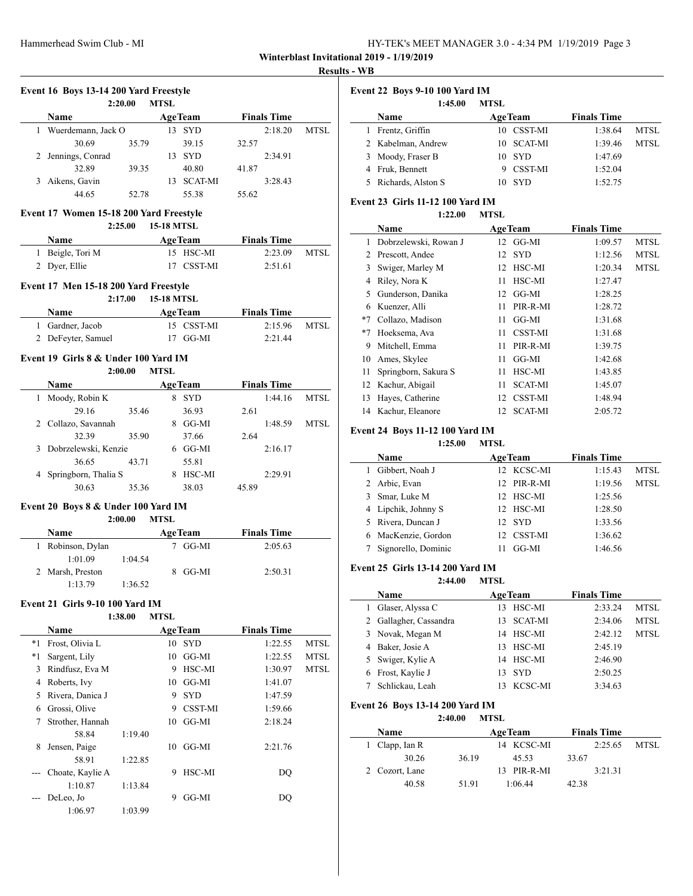**Winterblast Invitational 2019 - 1/19/2019**

**Results - WB**

### Event 16 Boys 13-14 200 Yard Freestyle

2:20.00 MTSL

| | Name | Age | Team | Finals Time | |
|---|---|---|---|---|---|
| 1 | Wuerdemann, Jack O | 13 | SYD | 2:18.20 | MTSL |
| | 30.69 | 35.79 | 39.15 | 32.57 | |
| 2 | Jennings, Conrad | 13 | SYD | 2:34.91 | |
| | 32.89 | 39.35 | 40.80 | 41.87 | |
| 3 | Aikens, Gavin | 13 | SCAT-MI | 3:28.43 | |
| | 44.65 | 52.78 | 55.38 | 55.62 | |

### Event 17 Women 15-18 200 Yard Freestyle

2:25.00 15-18 MTSL

| | Name | Age | Team | Finals Time | |
|---|---|---|---|---|---|
| 1 | Beigle, Tori M | 15 | HSC-MI | 2:23.09 | MTSL |
| 2 | Dyer, Ellie | 17 | CSST-MI | 2:51.61 | |

### Event 17 Men 15-18 200 Yard Freestyle

2:17.00 15-18 MTSL

| | Name | Age | Team | Finals Time | |
|---|---|---|---|---|---|
| 1 | Gardner, Jacob | 15 | CSST-MI | 2:15.96 | MTSL |
| 2 | DeFeyter, Samuel | 17 | GG-MI | 2:21.44 | |

### Event 19 Girls 8 & Under 100 Yard IM

2:00.00 MTSL

| | Name | Age | Team | Finals Time | |
|---|---|---|---|---|---|
| 1 | Moody, Robin K | 8 | SYD | 1:44.16 | MTSL |
| | 29.16 | 35.46 | 36.93 | 2.61 | |
| 2 | Collazo, Savannah | 8 | GG-MI | 1:48.59 | MTSL |
| | 32.39 | 35.90 | 37.66 | 2.64 | |
| 3 | Dobrzelewski, Kenzie | 6 | GG-MI | 2:16.17 | |
| | 36.65 | 43.71 | 55.81 | | |
| 4 | Springborn, Thalia S | 8 | HSC-MI | 2:29.91 | |
| | 30.63 | 35.36 | 38.03 | 45.89 | |

### Event 20 Boys 8 & Under 100 Yard IM

2:00.00 MTSL

| | Name | Age | Team | Finals Time |
|---|---|---|---|---|
| 1 | Robinson, Dylan | 7 | GG-MI | 2:05.63 |
| | 1:01.09 | 1:04.54 | | |
| 2 | Marsh, Preston | 8 | GG-MI | 2:50.31 |
| | 1:13.79 | 1:36.52 | | |

### Event 21 Girls 9-10 100 Yard IM

1:38.00 MTSL

| | Name | Age | Team | Finals Time | |
|---|---|---|---|---|---|
| *1 | Frost, Olivia L | 10 | SYD | 1:22.55 | MTSL |
| *1 | Sargent, Lily | 10 | GG-MI | 1:22.55 | MTSL |
| 3 | Rindfusz, Eva M | 9 | HSC-MI | 1:30.97 | MTSL |
| 4 | Roberts, Ivy | 10 | GG-MI | 1:41.07 | |
| 5 | Rivera, Danica J | 9 | SYD | 1:47.59 | |
| 6 | Grossi, Olive | 9 | CSST-MI | 1:59.66 | |
| 7 | Strother, Hannah | 10 | GG-MI | 2:18.24 | |
| | 58.84 | 1:19.40 | | | |
| 8 | Jensen, Paige | 10 | GG-MI | 2:21.76 | |
| | 58.91 | 1:22.85 | | | |
| --- | Choate, Kaylie A | 9 | HSC-MI | DQ | |
| | 1:10.87 | 1:13.84 | | | |
| --- | DeLeo, Jo | 9 | GG-MI | DQ | |
| | 1:06.97 | 1:03.99 | | | |

### Event 22 Boys 9-10 100 Yard IM

1:45.00 MTSL

| | Name | Age | Team | Finals Time | |
|---|---|---|---|---|---|
| 1 | Frentz, Griffin | 10 | CSST-MI | 1:38.64 | MTSL |
| 2 | Kabelman, Andrew | 10 | SCAT-MI | 1:39.46 | MTSL |
| 3 | Moody, Fraser B | 10 | SYD | 1:47.69 | |
| 4 | Fruk, Bennett | 9 | CSST-MI | 1:52.04 | |
| 5 | Richards, Alston S | 10 | SYD | 1:52.75 | |

### Event 23 Girls 11-12 100 Yard IM

1:22.00 MTSL

| | Name | Age | Team | Finals Time | |
|---|---|---|---|---|---|
| 1 | Dobrzelewski, Rowan J | 12 | GG-MI | 1:09.57 | MTSL |
| 2 | Prescott, Andee | 12 | SYD | 1:12.56 | MTSL |
| 3 | Swiger, Marley M | 12 | HSC-MI | 1:20.34 | MTSL |
| 4 | Riley, Nora K | 11 | HSC-MI | 1:27.47 | |
| 5 | Gunderson, Danika | 12 | GG-MI | 1:28.25 | |
| 6 | Kuenzer, Alli | 11 | PIR-R-MI | 1:28.72 | |
| *7 | Collazo, Madison | 11 | GG-MI | 1:31.68 | |
| *7 | Hoeksema, Ava | 11 | CSST-MI | 1:31.68 | |
| 9 | Mitchell, Emma | 11 | PIR-R-MI | 1:39.75 | |
| 10 | Ames, Skylee | 11 | GG-MI | 1:42.68 | |
| 11 | Springborn, Sakura S | 11 | HSC-MI | 1:43.85 | |
| 12 | Kachur, Abigail | 11 | SCAT-MI | 1:45.07 | |
| 13 | Hayes, Catherine | 12 | CSST-MI | 1:48.94 | |
| 14 | Kachur, Eleanore | 12 | SCAT-MI | 2:05.72 | |

### Event 24 Boys 11-12 100 Yard IM

1:25.00 MTSL

| | Name | Age | Team | Finals Time | |
|---|---|---|---|---|---|
| 1 | Gibbert, Noah J | 12 | KCSC-MI | 1:15.43 | MTSL |
| 2 | Arbic, Evan | 12 | PIR-R-MI | 1:19.56 | MTSL |
| 3 | Smar, Luke M | 12 | HSC-MI | 1:25.56 | |
| 4 | Lipchik, Johnny S | 12 | HSC-MI | 1:28.50 | |
| 5 | Rivera, Duncan J | 12 | SYD | 1:33.56 | |
| 6 | MacKenzie, Gordon | 12 | CSST-MI | 1:36.62 | |
| 7 | Signorello, Dominic | 11 | GG-MI | 1:46.56 | |

### Event 25 Girls 13-14 200 Yard IM

2:44.00 MTSL

| | Name | Age | Team | Finals Time | |
|---|---|---|---|---|---|
| 1 | Glaser, Alyssa C | 13 | HSC-MI | 2:33.24 | MTSL |
| 2 | Gallagher, Cassandra | 13 | SCAT-MI | 2:34.06 | MTSL |
| 3 | Novak, Megan M | 14 | HSC-MI | 2:42.12 | MTSL |
| 4 | Baker, Josie A | 13 | HSC-MI | 2:45.19 | |
| 5 | Swiger, Kylie A | 14 | HSC-MI | 2:46.90 | |
| 6 | Frost, Kaylie J | 13 | SYD | 2:50.25 | |
| 7 | Schlickau, Leah | 13 | KCSC-MI | 3:34.63 | |

### Event 26 Boys 13-14 200 Yard IM

2:40.00 MTSL

| | Name | Age | Team | Finals Time | |
|---|---|---|---|---|---|
| 1 | Clapp, Ian R | 14 | KCSC-MI | 2:25.65 | MTSL |
| | 30.26 | 36.19 | 45.53 | 33.67 | |
| 2 | Cozort, Lane | 13 | PIR-R-MI | 3:21.31 | |
| | 40.58 | 51.91 | 1:06.44 | 42.38 | |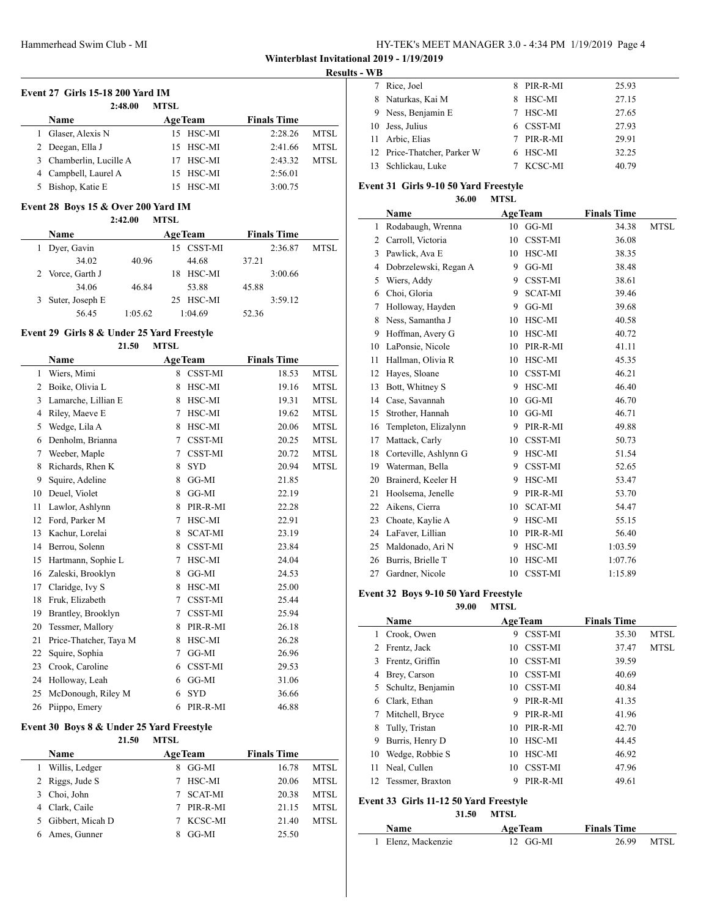Winterblast Invitational 2019 - 1/19/2019

Results - WB

### Event 27 Girls 15-18 200 Yard IM

2:48.00 MTSL

| | Name | Age | Team | Finals Time | |
|---|---|---|---|---|---|
| 1 | Glaser, Alexis N | 15 | HSC-MI | 2:28.26 | MTSL |
| 2 | Deegan, Ella J | 15 | HSC-MI | 2:41.66 | MTSL |
| 3 | Chamberlin, Lucille A | 17 | HSC-MI | 2:43.32 | MTSL |
| 4 | Campbell, Laurel A | 15 | HSC-MI | 2:56.01 | |
| 5 | Bishop, Katie E | 15 | HSC-MI | 3:00.75 | |

### Event 28 Boys 15 & Over 200 Yard IM

2:42.00 MTSL

| | Name | Age | Team | Finals Time | |
|---|---|---|---|---|---|
| 1 | Dyer, Gavin | 15 | CSST-MI | 2:36.87 | MTSL |
| | 34.02 | 40.96 | 44.68 | 37.21 | |
| 2 | Vorce, Garth J | 18 | HSC-MI | 3:00.66 | |
| | 34.06 | 46.84 | 53.88 | 45.88 | |
| 3 | Suter, Joseph E | 25 | HSC-MI | 3:59.12 | |
| | 56.45 | 1:05.62 | 1:04.69 | 52.36 | |

### Event 29 Girls 8 & Under 25 Yard Freestyle

21.50 MTSL

| | Name | Age | Team | Finals Time | |
|---|---|---|---|---|---|
| 1 | Wiers, Mimi | 8 | CSST-MI | 18.53 | MTSL |
| 2 | Boike, Olivia L | 8 | HSC-MI | 19.16 | MTSL |
| 3 | Lamarche, Lillian E | 8 | HSC-MI | 19.31 | MTSL |
| 4 | Riley, Maeve E | 7 | HSC-MI | 19.62 | MTSL |
| 5 | Wedge, Lila A | 8 | HSC-MI | 20.06 | MTSL |
| 6 | Denholm, Brianna | 7 | CSST-MI | 20.25 | MTSL |
| 7 | Weeber, Maple | 7 | CSST-MI | 20.72 | MTSL |
| 8 | Richards, Rhen K | 8 | SYD | 20.94 | MTSL |
| 9 | Squire, Adeline | 8 | GG-MI | 21.85 | |
| 10 | Deuel, Violet | 8 | GG-MI | 22.19 | |
| 11 | Lawlor, Ashlynn | 8 | PIR-R-MI | 22.28 | |
| 12 | Ford, Parker M | 7 | HSC-MI | 22.91 | |
| 13 | Kachur, Lorelai | 8 | SCAT-MI | 23.19 | |
| 14 | Berrou, Solenn | 8 | CSST-MI | 23.84 | |
| 15 | Hartmann, Sophie L | 7 | HSC-MI | 24.04 | |
| 16 | Zaleski, Brooklyn | 8 | GG-MI | 24.53 | |
| 17 | Claridge, Ivy S | 8 | HSC-MI | 25.00 | |
| 18 | Fruk, Elizabeth | 7 | CSST-MI | 25.44 | |
| 19 | Brantley, Brooklyn | 7 | CSST-MI | 25.94 | |
| 20 | Tessmer, Mallory | 8 | PIR-R-MI | 26.18 | |
| 21 | Price-Thatcher, Taya M | 8 | HSC-MI | 26.28 | |
| 22 | Squire, Sophia | 7 | GG-MI | 26.96 | |
| 23 | Crook, Caroline | 6 | CSST-MI | 29.53 | |
| 24 | Holloway, Leah | 6 | GG-MI | 31.06 | |
| 25 | McDonough, Riley M | 6 | SYD | 36.66 | |
| 26 | Piippo, Emery | 6 | PIR-R-MI | 46.88 | |

### Event 30 Boys 8 & Under 25 Yard Freestyle

21.50 MTSL

| | Name | Age | Team | Finals Time | |
|---|---|---|---|---|---|
| 1 | Willis, Ledger | 8 | GG-MI | 16.78 | MTSL |
| 2 | Riggs, Jude S | 7 | HSC-MI | 20.06 | MTSL |
| 3 | Choi, John | 7 | SCAT-MI | 20.38 | MTSL |
| 4 | Clark, Caile | 7 | PIR-R-MI | 21.15 | MTSL |
| 5 | Gibbert, Micah D | 7 | KCSC-MI | 21.40 | MTSL |
| 6 | Ames, Gunner | 8 | GG-MI | 25.50 | |
| 7 | Rice, Joel | 8 | PIR-R-MI | 25.93 | |
| 8 | Naturkas, Kai M | 8 | HSC-MI | 27.15 | |
| 9 | Ness, Benjamin E | 7 | HSC-MI | 27.65 | |
| 10 | Jess, Julius | 6 | CSST-MI | 27.93 | |
| 11 | Arbic, Elias | 7 | PIR-R-MI | 29.91 | |
| 12 | Price-Thatcher, Parker W | 6 | HSC-MI | 32.25 | |
| 13 | Schlickau, Luke | 7 | KCSC-MI | 40.79 | |

### Event 31 Girls 9-10 50 Yard Freestyle

36.00 MTSL

| | Name | Age | Team | Finals Time | |
|---|---|---|---|---|---|
| 1 | Rodabaugh, Wrenna | 10 | GG-MI | 34.38 | MTSL |
| 2 | Carroll, Victoria | 10 | CSST-MI | 36.08 | |
| 3 | Pawlick, Ava E | 10 | HSC-MI | 38.35 | |
| 4 | Dobrzelewski, Regan A | 9 | GG-MI | 38.48 | |
| 5 | Wiers, Addy | 9 | CSST-MI | 38.61 | |
| 6 | Choi, Gloria | 9 | SCAT-MI | 39.46 | |
| 7 | Holloway, Hayden | 9 | GG-MI | 39.68 | |
| 8 | Ness, Samantha J | 10 | HSC-MI | 40.58 | |
| 9 | Hoffman, Avery G | 10 | HSC-MI | 40.72 | |
| 10 | LaPonsie, Nicole | 10 | PIR-R-MI | 41.11 | |
| 11 | Hallman, Olivia R | 10 | HSC-MI | 45.35 | |
| 12 | Hayes, Sloane | 10 | CSST-MI | 46.21 | |
| 13 | Bott, Whitney S | 9 | HSC-MI | 46.40 | |
| 14 | Case, Savannah | 10 | GG-MI | 46.70 | |
| 15 | Strother, Hannah | 10 | GG-MI | 46.71 | |
| 16 | Templeton, Elizalynn | 9 | PIR-R-MI | 49.88 | |
| 17 | Mattack, Carly | 10 | CSST-MI | 50.73 | |
| 18 | Corteville, Ashlynn G | 9 | HSC-MI | 51.54 | |
| 19 | Waterman, Bella | 9 | CSST-MI | 52.65 | |
| 20 | Brainerd, Keeler H | 9 | HSC-MI | 53.47 | |
| 21 | Hoolsema, Jenelle | 9 | PIR-R-MI | 53.70 | |
| 22 | Aikens, Cierra | 10 | SCAT-MI | 54.47 | |
| 23 | Choate, Kaylie A | 9 | HSC-MI | 55.15 | |
| 24 | LaFaver, Lillian | 10 | PIR-R-MI | 56.40 | |
| 25 | Maldonado, Ari N | 9 | HSC-MI | 1:03.59 | |
| 26 | Burris, Brielle T | 10 | HSC-MI | 1:07.76 | |
| 27 | Gardner, Nicole | 10 | CSST-MI | 1:15.89 | |

### Event 32 Boys 9-10 50 Yard Freestyle

39.00 MTSL

| | Name | Age | Team | Finals Time | |
|---|---|---|---|---|---|
| 1 | Crook, Owen | 9 | CSST-MI | 35.30 | MTSL |
| 2 | Frentz, Jack | 10 | CSST-MI | 37.47 | MTSL |
| 3 | Frentz, Griffin | 10 | CSST-MI | 39.59 | |
| 4 | Brey, Carson | 10 | CSST-MI | 40.69 | |
| 5 | Schultz, Benjamin | 10 | CSST-MI | 40.84 | |
| 6 | Clark, Ethan | 9 | PIR-R-MI | 41.35 | |
| 7 | Mitchell, Bryce | 9 | PIR-R-MI | 41.96 | |
| 8 | Tully, Tristan | 10 | PIR-R-MI | 42.70 | |
| 9 | Burris, Henry D | 10 | HSC-MI | 44.45 | |
| 10 | Wedge, Robbie S | 10 | HSC-MI | 46.92 | |
| 11 | Neal, Cullen | 10 | CSST-MI | 47.96 | |
| 12 | Tessmer, Braxton | 9 | PIR-R-MI | 49.61 | |

### Event 33 Girls 11-12 50 Yard Freestyle

31.50 MTSL

| | Name | Age | Team | Finals Time | |
|---|---|---|---|---|---|
| 1 | Elenz, Mackenzie | 12 | GG-MI | 26.99 | MTSL |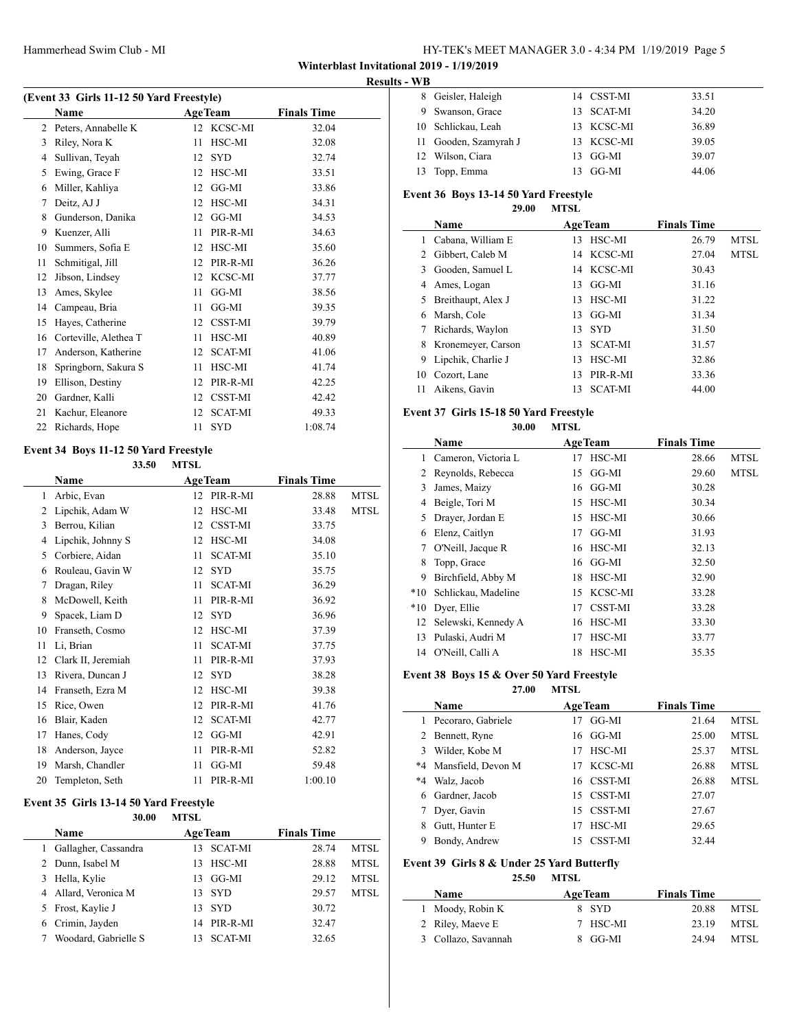**Winterblast Invitational 2019 - 1/19/2019**

**Results - WB**

### (Event 33 Girls 11-12 50 Yard Freestyle)

| | Name | Age | Team | Finals Time | |
|---|---|---|---|---|---|
| 2 | Peters, Annabelle K | 12 | KCSC-MI | 32.04 | |
| 3 | Riley, Nora K | 11 | HSC-MI | 32.08 | |
| 4 | Sullivan, Teyah | 12 | SYD | 32.74 | |
| 5 | Ewing, Grace F | 12 | HSC-MI | 33.51 | |
| 6 | Miller, Kahliya | 12 | GG-MI | 33.86 | |
| 7 | Deitz, AJ J | 12 | HSC-MI | 34.31 | |
| 8 | Gunderson, Danika | 12 | GG-MI | 34.53 | |
| 9 | Kuenzer, Alli | 11 | PIR-R-MI | 34.63 | |
| 10 | Summers, Sofia E | 12 | HSC-MI | 35.60 | |
| 11 | Schmitigal, Jill | 12 | PIR-R-MI | 36.26 | |
| 12 | Jibson, Lindsey | 12 | KCSC-MI | 37.77 | |
| 13 | Ames, Skylee | 11 | GG-MI | 38.56 | |
| 14 | Campeau, Bria | 11 | GG-MI | 39.35 | |
| 15 | Hayes, Catherine | 12 | CSST-MI | 39.79 | |
| 16 | Corteville, Alethea T | 11 | HSC-MI | 40.89 | |
| 17 | Anderson, Katherine | 12 | SCAT-MI | 41.06 | |
| 18 | Springborn, Sakura S | 11 | HSC-MI | 41.74 | |
| 19 | Ellison, Destiny | 12 | PIR-R-MI | 42.25 | |
| 20 | Gardner, Kalli | 12 | CSST-MI | 42.42 | |
| 21 | Kachur, Eleanore | 12 | SCAT-MI | 49.33 | |
| 22 | Richards, Hope | 11 | SYD | 1:08.74 | |

### Event 34 Boys 11-12 50 Yard Freestyle

33.50 MTSL

| | Name | Age | Team | Finals Time | |
|---|---|---|---|---|---|
| 1 | Arbic, Evan | 12 | PIR-R-MI | 28.88 | MTSL |
| 2 | Lipchik, Adam W | 12 | HSC-MI | 33.48 | MTSL |
| 3 | Berrou, Kilian | 12 | CSST-MI | 33.75 | |
| 4 | Lipchik, Johnny S | 12 | HSC-MI | 34.08 | |
| 5 | Corbiere, Aidan | 11 | SCAT-MI | 35.10 | |
| 6 | Rouleau, Gavin W | 12 | SYD | 35.75 | |
| 7 | Dragan, Riley | 11 | SCAT-MI | 36.29 | |
| 8 | McDowell, Keith | 11 | PIR-R-MI | 36.92 | |
| 9 | Spacek, Liam D | 12 | SYD | 36.96 | |
| 10 | Franseth, Cosmo | 12 | HSC-MI | 37.39 | |
| 11 | Li, Brian | 11 | SCAT-MI | 37.75 | |
| 12 | Clark II, Jeremiah | 11 | PIR-R-MI | 37.93 | |
| 13 | Rivera, Duncan J | 12 | SYD | 38.28 | |
| 14 | Franseth, Ezra M | 12 | HSC-MI | 39.38 | |
| 15 | Rice, Owen | 12 | PIR-R-MI | 41.76 | |
| 16 | Blair, Kaden | 12 | SCAT-MI | 42.77 | |
| 17 | Hanes, Cody | 12 | GG-MI | 42.91 | |
| 18 | Anderson, Jayce | 11 | PIR-R-MI | 52.82 | |
| 19 | Marsh, Chandler | 11 | GG-MI | 59.48 | |
| 20 | Templeton, Seth | 11 | PIR-R-MI | 1:00.10 | |

### Event 35 Girls 13-14 50 Yard Freestyle

30.00 MTSL

| | Name | Age | Team | Finals Time | |
|---|---|---|---|---|---|
| 1 | Gallagher, Cassandra | 13 | SCAT-MI | 28.74 | MTSL |
| 2 | Dunn, Isabel M | 13 | HSC-MI | 28.88 | MTSL |
| 3 | Hella, Kylie | 13 | GG-MI | 29.12 | MTSL |
| 4 | Allard, Veronica M | 13 | SYD | 29.57 | MTSL |
| 5 | Frost, Kaylie J | 13 | SYD | 30.72 | |
| 6 | Crimin, Jayden | 14 | PIR-R-MI | 32.47 | |
| 7 | Woodard, Gabrielle S | 13 | SCAT-MI | 32.65 | |
| 8 | Geisler, Haleigh | 14 | CSST-MI | 33.51 | |
| 9 | Swanson, Grace | 13 | SCAT-MI | 34.20 | |
| 10 | Schlickau, Leah | 13 | KCSC-MI | 36.89 | |
| 11 | Gooden, Szamyrah J | 13 | KCSC-MI | 39.05 | |
| 12 | Wilson, Ciara | 13 | GG-MI | 39.07 | |
| 13 | Topp, Emma | 13 | GG-MI | 44.06 | |

### Event 36 Boys 13-14 50 Yard Freestyle

29.00 MTSL

| | Name | Age | Team | Finals Time | |
|---|---|---|---|---|---|
| 1 | Cabana, William E | 13 | HSC-MI | 26.79 | MTSL |
| 2 | Gibbert, Caleb M | 14 | KCSC-MI | 27.04 | MTSL |
| 3 | Gooden, Samuel L | 14 | KCSC-MI | 30.43 | |
| 4 | Ames, Logan | 13 | GG-MI | 31.16 | |
| 5 | Breithaupt, Alex J | 13 | HSC-MI | 31.22 | |
| 6 | Marsh, Cole | 13 | GG-MI | 31.34 | |
| 7 | Richards, Waylon | 13 | SYD | 31.50 | |
| 8 | Kronemeyer, Carson | 13 | SCAT-MI | 31.57 | |
| 9 | Lipchik, Charlie J | 13 | HSC-MI | 32.86 | |
| 10 | Cozort, Lane | 13 | PIR-R-MI | 33.36 | |
| 11 | Aikens, Gavin | 13 | SCAT-MI | 44.00 | |

### Event 37 Girls 15-18 50 Yard Freestyle

30.00 MTSL

| | Name | Age | Team | Finals Time | |
|---|---|---|---|---|---|
| 1 | Cameron, Victoria L | 17 | HSC-MI | 28.66 | MTSL |
| 2 | Reynolds, Rebecca | 15 | GG-MI | 29.60 | MTSL |
| 3 | James, Maizy | 16 | GG-MI | 30.28 | |
| 4 | Beigle, Tori M | 15 | HSC-MI | 30.34 | |
| 5 | Drayer, Jordan E | 15 | HSC-MI | 30.66 | |
| 6 | Elenz, Caitlyn | 17 | GG-MI | 31.93 | |
| 7 | O'Neill, Jacque R | 16 | HSC-MI | 32.13 | |
| 8 | Topp, Grace | 16 | GG-MI | 32.50 | |
| 9 | Birchfield, Abby M | 18 | HSC-MI | 32.90 | |
| *10 | Schlickau, Madeline | 15 | KCSC-MI | 33.28 | |
| *10 | Dyer, Ellie | 17 | CSST-MI | 33.28 | |
| 12 | Selewski, Kennedy A | 16 | HSC-MI | 33.30 | |
| 13 | Pulaski, Audri M | 17 | HSC-MI | 33.77 | |
| 14 | O'Neill, Calli A | 18 | HSC-MI | 35.35 | |

### Event 38 Boys 15 & Over 50 Yard Freestyle

27.00 MTSL

| | Name | Age | Team | Finals Time | |
|---|---|---|---|---|---|
| 1 | Pecoraro, Gabriele | 17 | GG-MI | 21.64 | MTSL |
| 2 | Bennett, Ryne | 16 | GG-MI | 25.00 | MTSL |
| 3 | Wilder, Kobe M | 17 | HSC-MI | 25.37 | MTSL |
| *4 | Mansfield, Devon M | 17 | KCSC-MI | 26.88 | MTSL |
| *4 | Walz, Jacob | 16 | CSST-MI | 26.88 | MTSL |
| 6 | Gardner, Jacob | 15 | CSST-MI | 27.07 | |
| 7 | Dyer, Gavin | 15 | CSST-MI | 27.67 | |
| 8 | Gutt, Hunter E | 17 | HSC-MI | 29.65 | |
| 9 | Bondy, Andrew | 15 | CSST-MI | 32.44 | |

### Event 39 Girls 8 & Under 25 Yard Butterfly

25.50 MTSL

| | Name | Age | Team | Finals Time | |
|---|---|---|---|---|---|
| 1 | Moody, Robin K | 8 | SYD | 20.88 | MTSL |
| 2 | Riley, Maeve E | 7 | HSC-MI | 23.19 | MTSL |
| 3 | Collazo, Savannah | 8 | GG-MI | 24.94 | MTSL |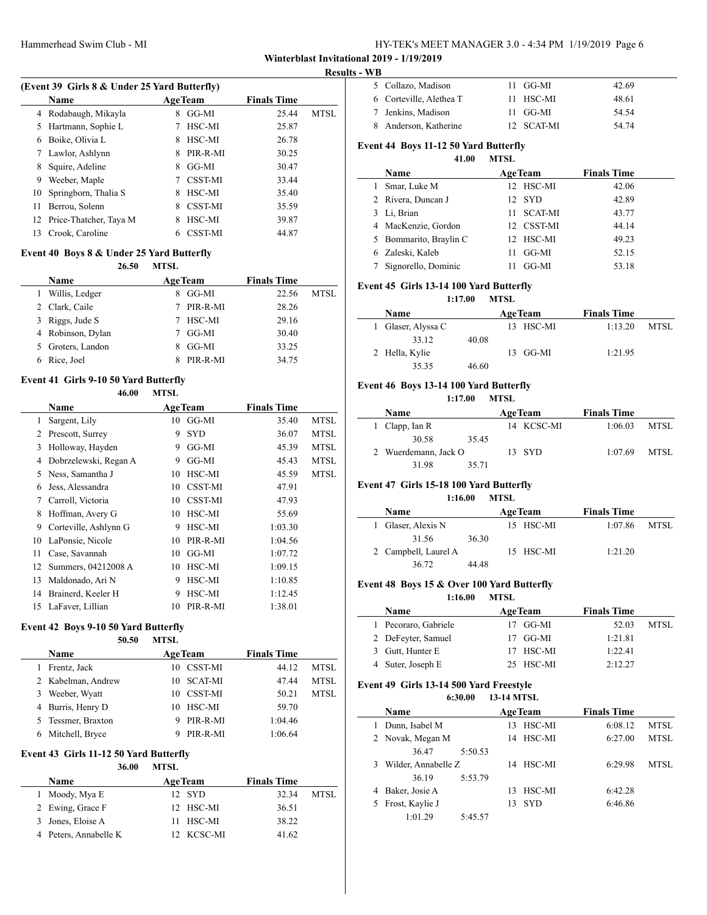**Winterblast Invitational 2019 - 1/19/2019**

**Results - WB**

### (Event 39 Girls 8 & Under 25 Yard Butterfly)

| | Name | Age | Team | Finals Time | |
|---|---|---|---|---|---|
| 4 | Rodabaugh, Mikayla | 8 | GG-MI | 25.44 | MTSL |
| 5 | Hartmann, Sophie L | 7 | HSC-MI | 25.87 | |
| 6 | Boike, Olivia L | 8 | HSC-MI | 26.78 | |
| 7 | Lawlor, Ashlynn | 8 | PIR-R-MI | 30.25 | |
| 8 | Squire, Adeline | 8 | GG-MI | 30.47 | |
| 9 | Weeber, Maple | 7 | CSST-MI | 33.44 | |
| 10 | Springborn, Thalia S | 8 | HSC-MI | 35.40 | |
| 11 | Berrou, Solenn | 8 | CSST-MI | 35.59 | |
| 12 | Price-Thatcher, Taya M | 8 | HSC-MI | 39.87 | |
| 13 | Crook, Caroline | 6 | CSST-MI | 44.87 | |

### Event 40 Boys 8 & Under 25 Yard Butterfly

26.50 MTSL

| | Name | Age | Team | Finals Time | |
|---|---|---|---|---|---|
| 1 | Willis, Ledger | 8 | GG-MI | 22.56 | MTSL |
| 2 | Clark, Caile | 7 | PIR-R-MI | 28.26 | |
| 3 | Riggs, Jude S | 7 | HSC-MI | 29.16 | |
| 4 | Robinson, Dylan | 7 | GG-MI | 30.40 | |
| 5 | Groters, Landon | 8 | GG-MI | 33.25 | |
| 6 | Rice, Joel | 8 | PIR-R-MI | 34.75 | |

### Event 41 Girls 9-10 50 Yard Butterfly

46.00 MTSL

| | Name | Age | Team | Finals Time | |
|---|---|---|---|---|---|
| 1 | Sargent, Lily | 10 | GG-MI | 35.40 | MTSL |
| 2 | Prescott, Surrey | 9 | SYD | 36.07 | MTSL |
| 3 | Holloway, Hayden | 9 | GG-MI | 45.39 | MTSL |
| 4 | Dobrzelewski, Regan A | 9 | GG-MI | 45.43 | MTSL |
| 5 | Ness, Samantha J | 10 | HSC-MI | 45.59 | MTSL |
| 6 | Jess, Alessandra | 10 | CSST-MI | 47.91 | |
| 7 | Carroll, Victoria | 10 | CSST-MI | 47.93 | |
| 8 | Hoffman, Avery G | 10 | HSC-MI | 55.69 | |
| 9 | Corteville, Ashlynn G | 9 | HSC-MI | 1:03.30 | |
| 10 | LaPonsie, Nicole | 10 | PIR-R-MI | 1:04.56 | |
| 11 | Case, Savannah | 10 | GG-MI | 1:07.72 | |
| 12 | Summers, 04212008 A | 10 | HSC-MI | 1:09.15 | |
| 13 | Maldonado, Ari N | 9 | HSC-MI | 1:10.85 | |
| 14 | Brainerd, Keeler H | 9 | HSC-MI | 1:12.45 | |
| 15 | LaFaver, Lillian | 10 | PIR-R-MI | 1:38.01 | |

### Event 42 Boys 9-10 50 Yard Butterfly

50.50 MTSL

| | Name | Age | Team | Finals Time | |
|---|---|---|---|---|---|
| 1 | Frentz, Jack | 10 | CSST-MI | 44.12 | MTSL |
| 2 | Kabelman, Andrew | 10 | SCAT-MI | 47.44 | MTSL |
| 3 | Weeber, Wyatt | 10 | CSST-MI | 50.21 | MTSL |
| 4 | Burris, Henry D | 10 | HSC-MI | 59.70 | |
| 5 | Tessmer, Braxton | 9 | PIR-R-MI | 1:04.46 | |
| 6 | Mitchell, Bryce | 9 | PIR-R-MI | 1:06.64 | |

### Event 43 Girls 11-12 50 Yard Butterfly

36.00 MTSL

| | Name | Age | Team | Finals Time | |
|---|---|---|---|---|---|
| 1 | Moody, Mya E | 12 | SYD | 32.34 | MTSL |
| 2 | Ewing, Grace F | 12 | HSC-MI | 36.51 | |
| 3 | Jones, Eloise A | 11 | HSC-MI | 38.22 | |
| 4 | Peters, Annabelle K | 12 | KCSC-MI | 41.62 | |
| 5 | Collazo, Madison | 11 | GG-MI | 42.69 | |
| 6 | Corteville, Alethea T | 11 | HSC-MI | 48.61 | |
| 7 | Jenkins, Madison | 11 | GG-MI | 54.54 | |
| 8 | Anderson, Katherine | 12 | SCAT-MI | 54.74 | |

### Event 44 Boys 11-12 50 Yard Butterfly

41.00 MTSL

| | Name | Age | Team | Finals Time |
|---|---|---|---|---|
| 1 | Smar, Luke M | 12 | HSC-MI | 42.06 |
| 2 | Rivera, Duncan J | 12 | SYD | 42.89 |
| 3 | Li, Brian | 11 | SCAT-MI | 43.77 |
| 4 | MacKenzie, Gordon | 12 | CSST-MI | 44.14 |
| 5 | Bommarito, Braylin C | 12 | HSC-MI | 49.23 |
| 6 | Zaleski, Kaleb | 11 | GG-MI | 52.15 |
| 7 | Signorello, Dominic | 11 | GG-MI | 53.18 |

### Event 45 Girls 13-14 100 Yard Butterfly

1:17.00 MTSL

| | Name | Age | Team | Finals Time | |
|---|---|---|---|---|---|
| 1 | Glaser, Alyssa C | 13 | HSC-MI | 1:13.20 | MTSL |
| | 33.12 40.08 | | | | |
| 2 | Hella, Kylie | 13 | GG-MI | 1:21.95 | |
| | 35.35 46.60 | | | | |

### Event 46 Boys 13-14 100 Yard Butterfly

1:17.00 MTSL

| | Name | Age | Team | Finals Time | |
|---|---|---|---|---|---|
| 1 | Clapp, Ian R | 14 | KCSC-MI | 1:06.03 | MTSL |
| | 30.58 35.45 | | | | |
| 2 | Wuerdemann, Jack O | 13 | SYD | 1:07.69 | MTSL |
| | 31.98 35.71 | | | | |

### Event 47 Girls 15-18 100 Yard Butterfly

1:16.00 MTSL

| | Name | Age | Team | Finals Time | |
|---|---|---|---|---|---|
| 1 | Glaser, Alexis N | 15 | HSC-MI | 1:07.86 | MTSL |
| | 31.56 36.30 | | | | |
| 2 | Campbell, Laurel A | 15 | HSC-MI | 1:21.20 | |
| | 36.72 44.48 | | | | |

### Event 48 Boys 15 & Over 100 Yard Butterfly

1:16.00 MTSL

| | Name | Age | Team | Finals Time | |
|---|---|---|---|---|---|
| 1 | Pecoraro, Gabriele | 17 | GG-MI | 52.03 | MTSL |
| 2 | DeFeyter, Samuel | 17 | GG-MI | 1:21.81 | |
| 3 | Gutt, Hunter E | 17 | HSC-MI | 1:22.41 | |
| 4 | Suter, Joseph E | 25 | HSC-MI | 2:12.27 | |

### Event 49 Girls 13-14 500 Yard Freestyle

6:30.00 13-14 MTSL

| | Name | Age | Team | Finals Time | |
|---|---|---|---|---|---|
| 1 | Dunn, Isabel M | 13 | HSC-MI | 6:08.12 | MTSL |
| 2 | Novak, Megan M | 14 | HSC-MI | 6:27.00 | MTSL |
| | 36.47 5:50.53 | | | | |
| 3 | Wilder, Annabelle Z | 14 | HSC-MI | 6:29.98 | MTSL |
| | 36.19 5:53.79 | | | | |
| 4 | Baker, Josie A | 13 | HSC-MI | 6:42.28 | |
| 5 | Frost, Kaylie J | 13 | SYD | 6:46.86 | |
| | 1:01.29 5:45.57 | | | | |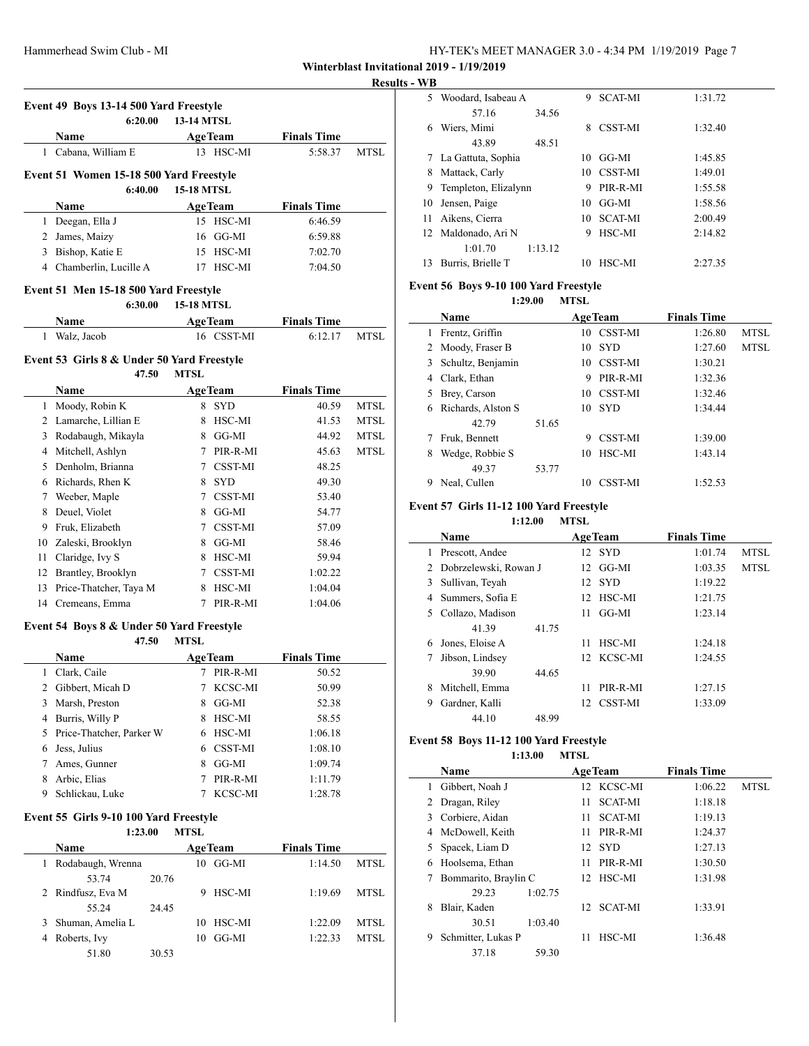**Winterblast Invitational 2019 - 1/19/2019**

**Results - WB**

### Event 49 Boys 13-14 500 Yard Freestyle

6:20.00 13-14 MTSL

| | Name | Age | Team | Finals Time | |
|---|---|---|---|---|---|
| 1 | Cabana, William E | 13 | HSC-MI | 5:58.37 | MTSL |

### Event 51 Women 15-18 500 Yard Freestyle

6:40.00 15-18 MTSL

| | Name | Age | Team | Finals Time |
|---|---|---|---|---|
| 1 | Deegan, Ella J | 15 | HSC-MI | 6:46.59 |
| 2 | James, Maizy | 16 | GG-MI | 6:59.88 |
| 3 | Bishop, Katie E | 15 | HSC-MI | 7:02.70 |
| 4 | Chamberlin, Lucille A | 17 | HSC-MI | 7:04.50 |

### Event 51 Men 15-18 500 Yard Freestyle

6:30.00 15-18 MTSL

| | Name | Age | Team | Finals Time | |
|---|---|---|---|---|---|
| 1 | Walz, Jacob | 16 | CSST-MI | 6:12.17 | MTSL |

### Event 53 Girls 8 & Under 50 Yard Freestyle

47.50 MTSL

| | Name | Age | Team | Finals Time | |
|---|---|---|---|---|---|
| 1 | Moody, Robin K | 8 | SYD | 40.59 | MTSL |
| 2 | Lamarche, Lillian E | 8 | HSC-MI | 41.53 | MTSL |
| 3 | Rodabaugh, Mikayla | 8 | GG-MI | 44.92 | MTSL |
| 4 | Mitchell, Ashlyn | 7 | PIR-R-MI | 45.63 | MTSL |
| 5 | Denholm, Brianna | 7 | CSST-MI | 48.25 | |
| 6 | Richards, Rhen K | 8 | SYD | 49.30 | |
| 7 | Weeber, Maple | 7 | CSST-MI | 53.40 | |
| 8 | Deuel, Violet | 8 | GG-MI | 54.77 | |
| 9 | Fruk, Elizabeth | 7 | CSST-MI | 57.09 | |
| 10 | Zaleski, Brooklyn | 8 | GG-MI | 58.46 | |
| 11 | Claridge, Ivy S | 8 | HSC-MI | 59.94 | |
| 12 | Brantley, Brooklyn | 7 | CSST-MI | 1:02.22 | |
| 13 | Price-Thatcher, Taya M | 8 | HSC-MI | 1:04.04 | |
| 14 | Cremeans, Emma | 7 | PIR-R-MI | 1:04.06 | |

### Event 54 Boys 8 & Under 50 Yard Freestyle

47.50 MTSL

| | Name | Age | Team | Finals Time |
|---|---|---|---|---|
| 1 | Clark, Caile | 7 | PIR-R-MI | 50.52 |
| 2 | Gibbert, Micah D | 7 | KCSC-MI | 50.99 |
| 3 | Marsh, Preston | 8 | GG-MI | 52.38 |
| 4 | Burris, Willy P | 8 | HSC-MI | 58.55 |
| 5 | Price-Thatcher, Parker W | 6 | HSC-MI | 1:06.18 |
| 6 | Jess, Julius | 6 | CSST-MI | 1:08.10 |
| 7 | Ames, Gunner | 8 | GG-MI | 1:09.74 |
| 8 | Arbic, Elias | 7 | PIR-R-MI | 1:11.79 |
| 9 | Schlickau, Luke | 7 | KCSC-MI | 1:28.78 |

### Event 55 Girls 9-10 100 Yard Freestyle

1:23.00 MTSL

| | Name | Age | Team | Finals Time | |
|---|---|---|---|---|---|
| 1 | Rodabaugh, Wrenna | 10 | GG-MI | 1:14.50 | MTSL |
| | 53.74 20.76 | | | | |
| 2 | Rindfusz, Eva M | 9 | HSC-MI | 1:19.69 | MTSL |
| | 55.24 24.45 | | | | |
| 3 | Shuman, Amelia L | 10 | HSC-MI | 1:22.09 | MTSL |
| 4 | Roberts, Ivy | 10 | GG-MI | 1:22.33 | MTSL |
| | 51.80 30.53 | | | | |
| 5 | Woodard, Isabeau A | 9 | SCAT-MI | 1:31.72 | |
| | 57.16 34.56 | | | | |
| 6 | Wiers, Mimi | 8 | CSST-MI | 1:32.40 | |
| | 43.89 48.51 | | | | |
| 7 | La Gattuta, Sophia | 10 | GG-MI | 1:45.85 | |
| 8 | Mattack, Carly | 10 | CSST-MI | 1:49.01 | |
| 9 | Templeton, Elizalynn | 9 | PIR-R-MI | 1:55.58 | |
| 10 | Jensen, Paige | 10 | GG-MI | 1:58.56 | |
| 11 | Aikens, Cierra | 10 | SCAT-MI | 2:00.49 | |
| 12 | Maldonado, Ari N | 9 | HSC-MI | 2:14.82 | |
| | 1:01.70 1:13.12 | | | | |
| 13 | Burris, Brielle T | 10 | HSC-MI | 2:27.35 | |

### Event 56 Boys 9-10 100 Yard Freestyle

1:29.00 MTSL

| | Name | Age | Team | Finals Time | |
|---|---|---|---|---|---|
| 1 | Frentz, Griffin | 10 | CSST-MI | 1:26.80 | MTSL |
| 2 | Moody, Fraser B | 10 | SYD | 1:27.60 | MTSL |
| 3 | Schultz, Benjamin | 10 | CSST-MI | 1:30.21 | |
| 4 | Clark, Ethan | 9 | PIR-R-MI | 1:32.36 | |
| 5 | Brey, Carson | 10 | CSST-MI | 1:32.46 | |
| 6 | Richards, Alston S | 10 | SYD | 1:34.44 | |
| | 42.79 51.65 | | | | |
| 7 | Fruk, Bennett | 9 | CSST-MI | 1:39.00 | |
| 8 | Wedge, Robbie S | 10 | HSC-MI | 1:43.14 | |
| | 49.37 53.77 | | | | |
| 9 | Neal, Cullen | 10 | CSST-MI | 1:52.53 | |

### Event 57 Girls 11-12 100 Yard Freestyle

1:12.00 MTSL

| | Name | Age | Team | Finals Time | |
|---|---|---|---|---|---|
| 1 | Prescott, Andee | 12 | SYD | 1:01.74 | MTSL |
| 2 | Dobrzelewski, Rowan J | 12 | GG-MI | 1:03.35 | MTSL |
| 3 | Sullivan, Teyah | 12 | SYD | 1:19.22 | |
| 4 | Summers, Sofia E | 12 | HSC-MI | 1:21.75 | |
| 5 | Collazo, Madison | 11 | GG-MI | 1:23.14 | |
| | 41.39 41.75 | | | | |
| 6 | Jones, Eloise A | 11 | HSC-MI | 1:24.18 | |
| 7 | Jibson, Lindsey | 12 | KCSC-MI | 1:24.55 | |
| | 39.90 44.65 | | | | |
| 8 | Mitchell, Emma | 11 | PIR-R-MI | 1:27.15 | |
| 9 | Gardner, Kalli | 12 | CSST-MI | 1:33.09 | |
| | 44.10 48.99 | | | | |

### Event 58 Boys 11-12 100 Yard Freestyle

1:13.00 MTSL

| | Name | Age | Team | Finals Time | |
|---|---|---|---|---|---|
| 1 | Gibbert, Noah J | 12 | KCSC-MI | 1:06.22 | MTSL |
| 2 | Dragan, Riley | 11 | SCAT-MI | 1:18.18 | |
| 3 | Corbiere, Aidan | 11 | SCAT-MI | 1:19.13 | |
| 4 | McDowell, Keith | 11 | PIR-R-MI | 1:24.37 | |
| 5 | Spacek, Liam D | 12 | SYD | 1:27.13 | |
| 6 | Hoolsema, Ethan | 11 | PIR-R-MI | 1:30.50 | |
| 7 | Bommarito, Braylin C | 12 | HSC-MI | 1:31.98 | |
| | 29.23 1:02.75 | | | | |
| 8 | Blair, Kaden | 12 | SCAT-MI | 1:33.91 | |
| | 30.51 1:03.40 | | | | |
| 9 | Schmitter, Lukas P | 11 | HSC-MI | 1:36.48 | |
| | 37.18 59.30 | | | | |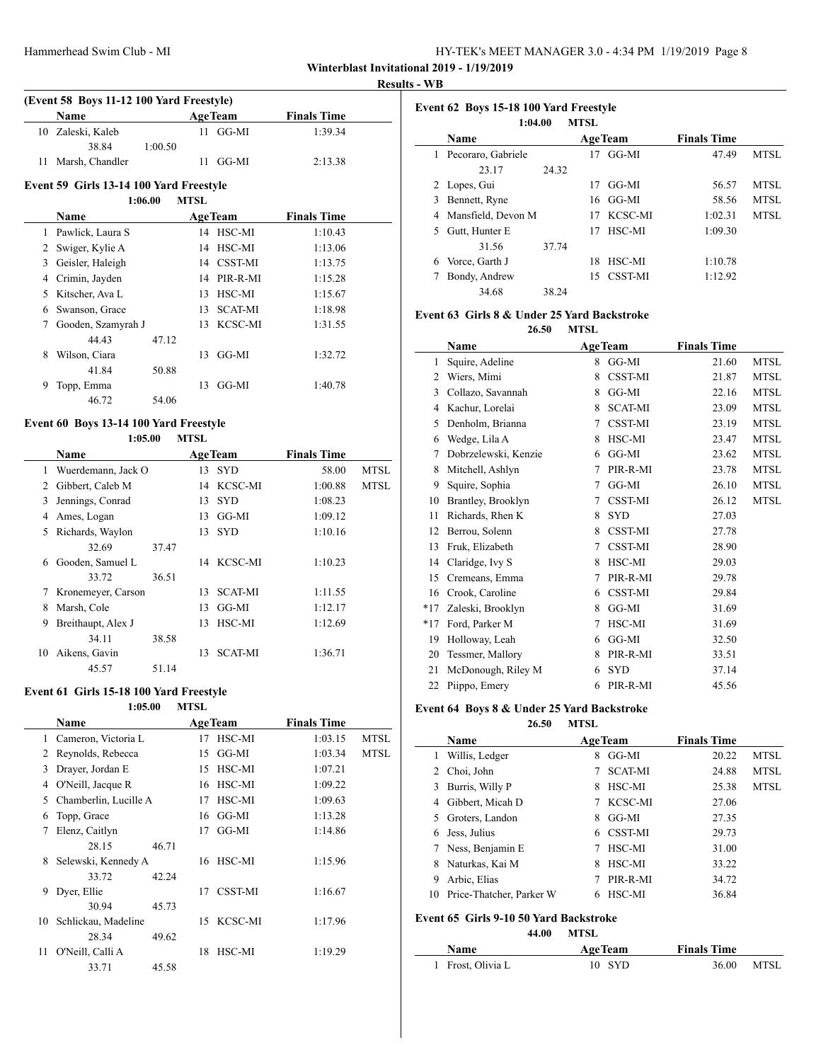**Winterblast Invitational 2019 - 1/19/2019**

**Results - WB**

### (Event 58 Boys 11-12 100 Yard Freestyle)

| | Name | Age | Team | Finals Time | |
|---|---|---|---|---|---|
| 10 | Zaleski, Kaleb | 11 | GG-MI | 1:39.34 | |
| | 38.84 1:00.50 | | | | |
| 11 | Marsh, Chandler | 11 | GG-MI | 2:13.38 | |

### Event 59 Girls 13-14 100 Yard Freestyle

1:06.00 MTSL

| | Name | Age | Team | Finals Time |
|---|---|---|---|---|
| 1 | Pawlick, Laura S | 14 | HSC-MI | 1:10.43 |
| 2 | Swiger, Kylie A | 14 | HSC-MI | 1:13.06 |
| 3 | Geisler, Haleigh | 14 | CSST-MI | 1:13.75 |
| 4 | Crimin, Jayden | 14 | PIR-R-MI | 1:15.28 |
| 5 | Kitscher, Ava L | 13 | HSC-MI | 1:15.67 |
| 6 | Swanson, Grace | 13 | SCAT-MI | 1:18.98 |
| 7 | Gooden, Szamyrah J | 13 | KCSC-MI | 1:31.55 |
| | 44.43 47.12 | | | |
| 8 | Wilson, Ciara | 13 | GG-MI | 1:32.72 |
| | 41.84 50.88 | | | |
| 9 | Topp, Emma | 13 | GG-MI | 1:40.78 |
| | 46.72 54.06 | | | |

### Event 60 Boys 13-14 100 Yard Freestyle

1:05.00 MTSL

| | Name | Age | Team | Finals Time | |
|---|---|---|---|---|---|
| 1 | Wuerdemann, Jack O | 13 | SYD | 58.00 | MTSL |
| 2 | Gibbert, Caleb M | 14 | KCSC-MI | 1:00.88 | MTSL |
| 3 | Jennings, Conrad | 13 | SYD | 1:08.23 | |
| 4 | Ames, Logan | 13 | GG-MI | 1:09.12 | |
| 5 | Richards, Waylon | 13 | SYD | 1:10.16 | |
| | 32.69 37.47 | | | | |
| 6 | Gooden, Samuel L | 14 | KCSC-MI | 1:10.23 | |
| | 33.72 36.51 | | | | |
| 7 | Kronemeyer, Carson | 13 | SCAT-MI | 1:11.55 | |
| 8 | Marsh, Cole | 13 | GG-MI | 1:12.17 | |
| 9 | Breithaupt, Alex J | 13 | HSC-MI | 1:12.69 | |
| | 34.11 38.58 | | | | |
| 10 | Aikens, Gavin | 13 | SCAT-MI | 1:36.71 | |
| | 45.57 51.14 | | | | |

### Event 61 Girls 15-18 100 Yard Freestyle

1:05.00 MTSL

| | Name | Age | Team | Finals Time | |
|---|---|---|---|---|---|
| 1 | Cameron, Victoria L | 17 | HSC-MI | 1:03.15 | MTSL |
| 2 | Reynolds, Rebecca | 15 | GG-MI | 1:03.34 | MTSL |
| 3 | Drayer, Jordan E | 15 | HSC-MI | 1:07.21 | |
| 4 | O'Neill, Jacque R | 16 | HSC-MI | 1:09.22 | |
| 5 | Chamberlin, Lucille A | 17 | HSC-MI | 1:09.63 | |
| 6 | Topp, Grace | 16 | GG-MI | 1:13.28 | |
| 7 | Elenz, Caitlyn | 17 | GG-MI | 1:14.86 | |
| | 28.15 46.71 | | | | |
| 8 | Selewski, Kennedy A | 16 | HSC-MI | 1:15.96 | |
| | 33.72 42.24 | | | | |
| 9 | Dyer, Ellie | 17 | CSST-MI | 1:16.67 | |
| | 30.94 45.73 | | | | |
| 10 | Schlickau, Madeline | 15 | KCSC-MI | 1:17.96 | |
| | 28.34 49.62 | | | | |
| 11 | O'Neill, Calli A | 18 | HSC-MI | 1:19.29 | |
| | 33.71 45.58 | | | | |

### Event 62 Boys 15-18 100 Yard Freestyle

1:04.00 MTSL

| | Name | Age | Team | Finals Time | |
|---|---|---|---|---|---|
| 1 | Pecoraro, Gabriele | 17 | GG-MI | 47.49 | MTSL |
| | 23.17 24.32 | | | | |
| 2 | Lopes, Gui | 17 | GG-MI | 56.57 | MTSL |
| 3 | Bennett, Ryne | 16 | GG-MI | 58.56 | MTSL |
| 4 | Mansfield, Devon M | 17 | KCSC-MI | 1:02.31 | MTSL |
| 5 | Gutt, Hunter E | 17 | HSC-MI | 1:09.30 | |
| | 31.56 37.74 | | | | |
| 6 | Vorce, Garth J | 18 | HSC-MI | 1:10.78 | |
| 7 | Bondy, Andrew | 15 | CSST-MI | 1:12.92 | |
| | 34.68 38.24 | | | | |

### Event 63 Girls 8 & Under 25 Yard Backstroke

26.50 MTSL

| | Name | Age | Team | Finals Time | |
|---|---|---|---|---|---|
| 1 | Squire, Adeline | 8 | GG-MI | 21.60 | MTSL |
| 2 | Wiers, Mimi | 8 | CSST-MI | 21.87 | MTSL |
| 3 | Collazo, Savannah | 8 | GG-MI | 22.16 | MTSL |
| 4 | Kachur, Lorelai | 8 | SCAT-MI | 23.09 | MTSL |
| 5 | Denholm, Brianna | 7 | CSST-MI | 23.19 | MTSL |
| 6 | Wedge, Lila A | 8 | HSC-MI | 23.47 | MTSL |
| 7 | Dobrzelewski, Kenzie | 6 | GG-MI | 23.62 | MTSL |
| 8 | Mitchell, Ashlyn | 7 | PIR-R-MI | 23.78 | MTSL |
| 9 | Squire, Sophia | 7 | GG-MI | 26.10 | MTSL |
| 10 | Brantley, Brooklyn | 7 | CSST-MI | 26.12 | MTSL |
| 11 | Richards, Rhen K | 8 | SYD | 27.03 | |
| 12 | Berrou, Solenn | 8 | CSST-MI | 27.78 | |
| 13 | Fruk, Elizabeth | 7 | CSST-MI | 28.90 | |
| 14 | Claridge, Ivy S | 8 | HSC-MI | 29.03 | |
| 15 | Cremeans, Emma | 7 | PIR-R-MI | 29.78 | |
| 16 | Crook, Caroline | 6 | CSST-MI | 29.84 | |
| *17 | Zaleski, Brooklyn | 8 | GG-MI | 31.69 | |
| *17 | Ford, Parker M | 7 | HSC-MI | 31.69 | |
| 19 | Holloway, Leah | 6 | GG-MI | 32.50 | |
| 20 | Tessmer, Mallory | 8 | PIR-R-MI | 33.51 | |
| 21 | McDonough, Riley M | 6 | SYD | 37.14 | |
| 22 | Piippo, Emery | 6 | PIR-R-MI | 45.56 | |

### Event 64 Boys 8 & Under 25 Yard Backstroke

26.50 MTSL

| | Name | Age | Team | Finals Time | |
|---|---|---|---|---|---|
| 1 | Willis, Ledger | 8 | GG-MI | 20.22 | MTSL |
| 2 | Choi, John | 7 | SCAT-MI | 24.88 | MTSL |
| 3 | Burris, Willy P | 8 | HSC-MI | 25.38 | MTSL |
| 4 | Gibbert, Micah D | 7 | KCSC-MI | 27.06 | |
| 5 | Groters, Landon | 8 | GG-MI | 27.35 | |
| 6 | Jess, Julius | 6 | CSST-MI | 29.73 | |
| 7 | Ness, Benjamin E | 7 | HSC-MI | 31.00 | |
| 8 | Naturkas, Kai M | 8 | HSC-MI | 33.22 | |
| 9 | Arbic, Elias | 7 | PIR-R-MI | 34.72 | |
| 10 | Price-Thatcher, Parker W | 6 | HSC-MI | 36.84 | |

### Event 65 Girls 9-10 50 Yard Backstroke

44.00 MTSL

| | Name | Age | Team | Finals Time | |
|---|---|---|---|---|---|
| 1 | Frost, Olivia L | 10 | SYD | 36.00 | MTSL |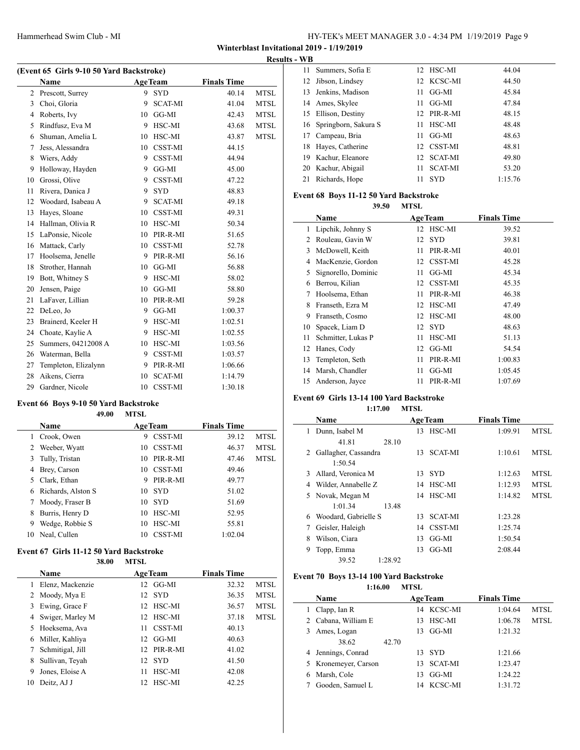**Winterblast Invitational 2019 - 1/19/2019**

**Results - WB**

### (Event 65 Girls 9-10 50 Yard Backstroke)

| | Name | Age | Team | Finals Time | |
|---|---|---|---|---|---|
| 2 | Prescott, Surrey | 9 | SYD | 40.14 | MTSL |
| 3 | Choi, Gloria | 9 | SCAT-MI | 41.04 | MTSL |
| 4 | Roberts, Ivy | 10 | GG-MI | 42.43 | MTSL |
| 5 | Rindfusz, Eva M | 9 | HSC-MI | 43.68 | MTSL |
| 6 | Shuman, Amelia L | 10 | HSC-MI | 43.87 | MTSL |
| 7 | Jess, Alessandra | 10 | CSST-MI | 44.15 | |
| 8 | Wiers, Addy | 9 | CSST-MI | 44.94 | |
| 9 | Holloway, Hayden | 9 | GG-MI | 45.00 | |
| 10 | Grossi, Olive | 9 | CSST-MI | 47.22 | |
| 11 | Rivera, Danica J | 9 | SYD | 48.83 | |
| 12 | Woodard, Isabeau A | 9 | SCAT-MI | 49.18 | |
| 13 | Hayes, Sloane | 10 | CSST-MI | 49.31 | |
| 14 | Hallman, Olivia R | 10 | HSC-MI | 50.34 | |
| 15 | LaPonsie, Nicole | 10 | PIR-R-MI | 51.65 | |
| 16 | Mattack, Carly | 10 | CSST-MI | 52.78 | |
| 17 | Hoolsema, Jenelle | 9 | PIR-R-MI | 56.16 | |
| 18 | Strother, Hannah | 10 | GG-MI | 56.88 | |
| 19 | Bott, Whitney S | 9 | HSC-MI | 58.02 | |
| 20 | Jensen, Paige | 10 | GG-MI | 58.80 | |
| 21 | LaFaver, Lillian | 10 | PIR-R-MI | 59.28 | |
| 22 | DeLeo, Jo | 9 | GG-MI | 1:00.37 | |
| 23 | Brainerd, Keeler H | 9 | HSC-MI | 1:02.51 | |
| 24 | Choate, Kaylie A | 9 | HSC-MI | 1:02.55 | |
| 25 | Summers, 04212008 A | 10 | HSC-MI | 1:03.56 | |
| 26 | Waterman, Bella | 9 | CSST-MI | 1:03.57 | |
| 27 | Templeton, Elizalynn | 9 | PIR-R-MI | 1:06.66 | |
| 28 | Aikens, Cierra | 10 | SCAT-MI | 1:14.79 | |
| 29 | Gardner, Nicole | 10 | CSST-MI | 1:30.18 | |

### Event 66 Boys 9-10 50 Yard Backstroke

49.00 MTSL

| | Name | Age | Team | Finals Time | |
|---|---|---|---|---|---|
| 1 | Crook, Owen | 9 | CSST-MI | 39.12 | MTSL |
| 2 | Weeber, Wyatt | 10 | CSST-MI | 46.37 | MTSL |
| 3 | Tully, Tristan | 10 | PIR-R-MI | 47.46 | MTSL |
| 4 | Brey, Carson | 10 | CSST-MI | 49.46 | |
| 5 | Clark, Ethan | 9 | PIR-R-MI | 49.77 | |
| 6 | Richards, Alston S | 10 | SYD | 51.02 | |
| 7 | Moody, Fraser B | 10 | SYD | 51.69 | |
| 8 | Burris, Henry D | 10 | HSC-MI | 52.95 | |
| 9 | Wedge, Robbie S | 10 | HSC-MI | 55.81 | |
| 10 | Neal, Cullen | 10 | CSST-MI | 1:02.04 | |

### Event 67 Girls 11-12 50 Yard Backstroke

38.00 MTSL

| | Name | Age | Team | Finals Time | |
|---|---|---|---|---|---|
| 1 | Elenz, Mackenzie | 12 | GG-MI | 32.32 | MTSL |
| 2 | Moody, Mya E | 12 | SYD | 36.35 | MTSL |
| 3 | Ewing, Grace F | 12 | HSC-MI | 36.57 | MTSL |
| 4 | Swiger, Marley M | 12 | HSC-MI | 37.18 | MTSL |
| 5 | Hoeksema, Ava | 11 | CSST-MI | 40.13 | |
| 6 | Miller, Kahliya | 12 | GG-MI | 40.63 | |
| 7 | Schmitigal, Jill | 12 | PIR-R-MI | 41.02 | |
| 8 | Sullivan, Teyah | 12 | SYD | 41.50 | |
| 9 | Jones, Eloise A | 11 | HSC-MI | 42.08 | |
| 10 | Deitz, AJ J | 12 | HSC-MI | 42.25 | |
| 11 | Summers, Sofia E | 12 | HSC-MI | 44.04 | |
| 12 | Jibson, Lindsey | 12 | KCSC-MI | 44.50 | |
| 13 | Jenkins, Madison | 11 | GG-MI | 45.84 | |
| 14 | Ames, Skylee | 11 | GG-MI | 47.84 | |
| 15 | Ellison, Destiny | 12 | PIR-R-MI | 48.15 | |
| 16 | Springborn, Sakura S | 11 | HSC-MI | 48.48 | |
| 17 | Campeau, Bria | 11 | GG-MI | 48.63 | |
| 18 | Hayes, Catherine | 12 | CSST-MI | 48.81 | |
| 19 | Kachur, Eleanore | 12 | SCAT-MI | 49.80 | |
| 20 | Kachur, Abigail | 11 | SCAT-MI | 53.20 | |
| 21 | Richards, Hope | 11 | SYD | 1:15.76 | |

### Event 68 Boys 11-12 50 Yard Backstroke

39.50 MTSL

| | Name | Age | Team | Finals Time |
|---|---|---|---|---|
| 1 | Lipchik, Johnny S | 12 | HSC-MI | 39.52 |
| 2 | Rouleau, Gavin W | 12 | SYD | 39.81 |
| 3 | McDowell, Keith | 11 | PIR-R-MI | 40.01 |
| 4 | MacKenzie, Gordon | 12 | CSST-MI | 45.28 |
| 5 | Signorello, Dominic | 11 | GG-MI | 45.34 |
| 6 | Berrou, Kilian | 12 | CSST-MI | 45.35 |
| 7 | Hoolsema, Ethan | 11 | PIR-R-MI | 46.38 |
| 8 | Franseth, Ezra M | 12 | HSC-MI | 47.49 |
| 9 | Franseth, Cosmo | 12 | HSC-MI | 48.00 |
| 10 | Spacek, Liam D | 12 | SYD | 48.63 |
| 11 | Schmitter, Lukas P | 11 | HSC-MI | 51.13 |
| 12 | Hanes, Cody | 12 | GG-MI | 54.54 |
| 13 | Templeton, Seth | 11 | PIR-R-MI | 1:00.83 |
| 14 | Marsh, Chandler | 11 | GG-MI | 1:05.45 |
| 15 | Anderson, Jayce | 11 | PIR-R-MI | 1:07.69 |

### Event 69 Girls 13-14 100 Yard Backstroke

1:17.00 MTSL

| | Name | Age | Team | Finals Time | |
|---|---|---|---|---|---|
| 1 | Dunn, Isabel M | 13 | HSC-MI | 1:09.91 | MTSL |
| | 41.81 28.10 | | | | |
| 2 | Gallagher, Cassandra | 13 | SCAT-MI | 1:10.61 | MTSL |
| | 1:50.54 | | | | |
| 3 | Allard, Veronica M | 13 | SYD | 1:12.63 | MTSL |
| 4 | Wilder, Annabelle Z | 14 | HSC-MI | 1:12.93 | MTSL |
| 5 | Novak, Megan M | 14 | HSC-MI | 1:14.82 | MTSL |
| | 1:01.34 13.48 | | | | |
| 6 | Woodard, Gabrielle S | 13 | SCAT-MI | 1:23.28 | |
| 7 | Geisler, Haleigh | 14 | CSST-MI | 1:25.74 | |
| 8 | Wilson, Ciara | 13 | GG-MI | 1:50.54 | |
| 9 | Topp, Emma | 13 | GG-MI | 2:08.44 | |
| | 39.52 1:28.92 | | | | |

### Event 70 Boys 13-14 100 Yard Backstroke

1:16.00 MTSL

| | Name | Age | Team | Finals Time | |
|---|---|---|---|---|---|
| 1 | Clapp, Ian R | 14 | KCSC-MI | 1:04.64 | MTSL |
| 2 | Cabana, William E | 13 | HSC-MI | 1:06.78 | MTSL |
| 3 | Ames, Logan | 13 | GG-MI | 1:21.32 | |
| | 38.62 42.70 | | | | |
| 4 | Jennings, Conrad | 13 | SYD | 1:21.66 | |
| 5 | Kronemeyer, Carson | 13 | SCAT-MI | 1:23.47 | |
| 6 | Marsh, Cole | 13 | GG-MI | 1:24.22 | |
| 7 | Gooden, Samuel L | 14 | KCSC-MI | 1:31.72 | |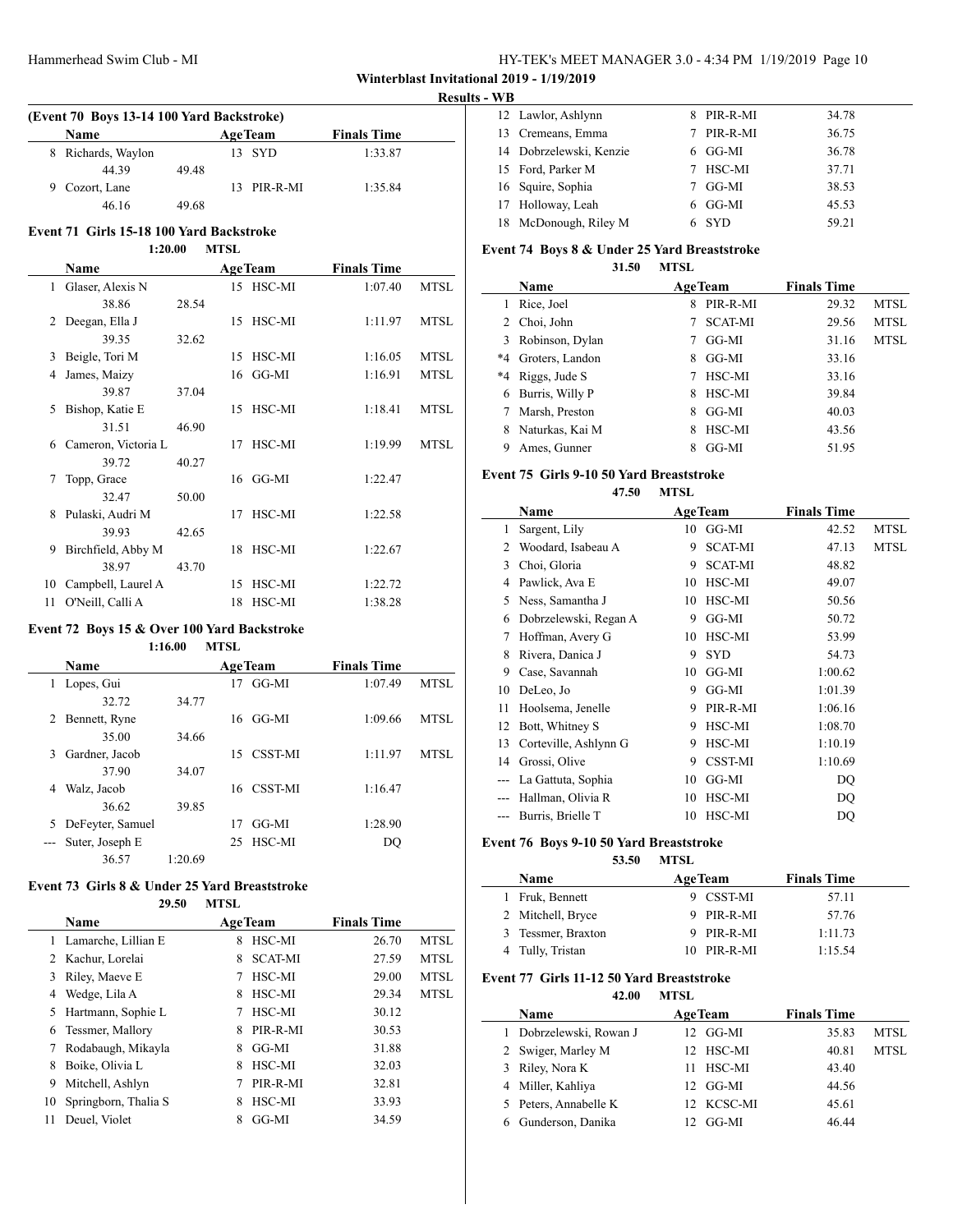**Winterblast Invitational 2019 - 1/19/2019**

**Results - WB**

### (Event 70 Boys 13-14 100 Yard Backstroke)

| | Name | Age | Team | Finals Time | |
|---|---|---|---|---|---|
| 8 | Richards, Waylon | 13 | SYD | 1:33.87 | |
| | 44.39 49.48 | | | | |
| 9 | Cozort, Lane | 13 | PIR-R-MI | 1:35.84 | |
| | 46.16 49.68 | | | | |

### Event 71 Girls 15-18 100 Yard Backstroke

1:20.00 MTSL

| | Name | Age | Team | Finals Time | |
|---|---|---|---|---|---|
| 1 | Glaser, Alexis N | 15 | HSC-MI | 1:07.40 | MTSL |
| | 38.86 28.54 | | | | |
| 2 | Deegan, Ella J | 15 | HSC-MI | 1:11.97 | MTSL |
| | 39.35 32.62 | | | | |
| 3 | Beigle, Tori M | 15 | HSC-MI | 1:16.05 | MTSL |
| 4 | James, Maizy | 16 | GG-MI | 1:16.91 | MTSL |
| | 39.87 37.04 | | | | |
| 5 | Bishop, Katie E | 15 | HSC-MI | 1:18.41 | MTSL |
| | 31.51 46.90 | | | | |
| 6 | Cameron, Victoria L | 17 | HSC-MI | 1:19.99 | MTSL |
| | 39.72 40.27 | | | | |
| 7 | Topp, Grace | 16 | GG-MI | 1:22.47 | |
| | 32.47 50.00 | | | | |
| 8 | Pulaski, Audri M | 17 | HSC-MI | 1:22.58 | |
| | 39.93 42.65 | | | | |
| 9 | Birchfield, Abby M | 18 | HSC-MI | 1:22.67 | |
| | 38.97 43.70 | | | | |
| 10 | Campbell, Laurel A | 15 | HSC-MI | 1:22.72 | |
| 11 | O'Neill, Calli A | 18 | HSC-MI | 1:38.28 | |

### Event 72 Boys 15 & Over 100 Yard Backstroke

1:16.00 MTSL

| | Name | Age | Team | Finals Time | |
|---|---|---|---|---|---|
| 1 | Lopes, Gui | 17 | GG-MI | 1:07.49 | MTSL |
| | 32.72 34.77 | | | | |
| 2 | Bennett, Ryne | 16 | GG-MI | 1:09.66 | MTSL |
| | 35.00 34.66 | | | | |
| 3 | Gardner, Jacob | 15 | CSST-MI | 1:11.97 | MTSL |
| | 37.90 34.07 | | | | |
| 4 | Walz, Jacob | 16 | CSST-MI | 1:16.47 | |
| | 36.62 39.85 | | | | |
| 5 | DeFeyter, Samuel | 17 | GG-MI | 1:28.90 | |
| --- | Suter, Joseph E | 25 | HSC-MI | DQ | |
| | 36.57 1:20.69 | | | | |

### Event 73 Girls 8 & Under 25 Yard Breaststroke

29.50 MTSL

| | Name | Age | Team | Finals Time | |
|---|---|---|---|---|---|
| 1 | Lamarche, Lillian E | 8 | HSC-MI | 26.70 | MTSL |
| 2 | Kachur, Lorelai | 8 | SCAT-MI | 27.59 | MTSL |
| 3 | Riley, Maeve E | 7 | HSC-MI | 29.00 | MTSL |
| 4 | Wedge, Lila A | 8 | HSC-MI | 29.34 | MTSL |
| 5 | Hartmann, Sophie L | 7 | HSC-MI | 30.12 | |
| 6 | Tessmer, Mallory | 8 | PIR-R-MI | 30.53 | |
| 7 | Rodabaugh, Mikayla | 8 | GG-MI | 31.88 | |
| 8 | Boike, Olivia L | 8 | HSC-MI | 32.03 | |
| 9 | Mitchell, Ashlyn | 7 | PIR-R-MI | 32.81 | |
| 10 | Springborn, Thalia S | 8 | HSC-MI | 33.93 | |
| 11 | Deuel, Violet | 8 | GG-MI | 34.59 | |
| 12 | Lawlor, Ashlynn | 8 | PIR-R-MI | 34.78 | |
| 13 | Cremeans, Emma | 7 | PIR-R-MI | 36.75 | |
| 14 | Dobrzelewski, Kenzie | 6 | GG-MI | 36.78 | |
| 15 | Ford, Parker M | 7 | HSC-MI | 37.71 | |
| 16 | Squire, Sophia | 7 | GG-MI | 38.53 | |
| 17 | Holloway, Leah | 6 | GG-MI | 45.53 | |
| 18 | McDonough, Riley M | 6 | SYD | 59.21 | |

### Event 74 Boys 8 & Under 25 Yard Breaststroke

31.50 MTSL

| | Name | Age | Team | Finals Time | |
|---|---|---|---|---|---|
| 1 | Rice, Joel | 8 | PIR-R-MI | 29.32 | MTSL |
| 2 | Choi, John | 7 | SCAT-MI | 29.56 | MTSL |
| 3 | Robinson, Dylan | 7 | GG-MI | 31.16 | MTSL |
| *4 | Groters, Landon | 8 | GG-MI | 33.16 | |
| *4 | Riggs, Jude S | 7 | HSC-MI | 33.16 | |
| 6 | Burris, Willy P | 8 | HSC-MI | 39.84 | |
| 7 | Marsh, Preston | 8 | GG-MI | 40.03 | |
| 8 | Naturkas, Kai M | 8 | HSC-MI | 43.56 | |
| 9 | Ames, Gunner | 8 | GG-MI | 51.95 | |

### Event 75 Girls 9-10 50 Yard Breaststroke

47.50 MTSL

| | Name | Age | Team | Finals Time | |
|---|---|---|---|---|---|
| 1 | Sargent, Lily | 10 | GG-MI | 42.52 | MTSL |
| 2 | Woodard, Isabeau A | 9 | SCAT-MI | 47.13 | MTSL |
| 3 | Choi, Gloria | 9 | SCAT-MI | 48.82 | |
| 4 | Pawlick, Ava E | 10 | HSC-MI | 49.07 | |
| 5 | Ness, Samantha J | 10 | HSC-MI | 50.56 | |
| 6 | Dobrzelewski, Regan A | 9 | GG-MI | 50.72 | |
| 7 | Hoffman, Avery G | 10 | HSC-MI | 53.99 | |
| 8 | Rivera, Danica J | 9 | SYD | 54.73 | |
| 9 | Case, Savannah | 10 | GG-MI | 1:00.62 | |
| 10 | DeLeo, Jo | 9 | GG-MI | 1:01.39 | |
| 11 | Hoolsema, Jenelle | 9 | PIR-R-MI | 1:06.16 | |
| 12 | Bott, Whitney S | 9 | HSC-MI | 1:08.70 | |
| 13 | Corteville, Ashlynn G | 9 | HSC-MI | 1:10.19 | |
| 14 | Grossi, Olive | 9 | CSST-MI | 1:10.69 | |
| --- | La Gattuta, Sophia | 10 | GG-MI | DQ | |
| --- | Hallman, Olivia R | 10 | HSC-MI | DQ | |
| --- | Burris, Brielle T | 10 | HSC-MI | DQ | |

### Event 76 Boys 9-10 50 Yard Breaststroke

53.50 MTSL

| | Name | Age | Team | Finals Time |
|---|---|---|---|---|
| 1 | Fruk, Bennett | 9 | CSST-MI | 57.11 |
| 2 | Mitchell, Bryce | 9 | PIR-R-MI | 57.76 |
| 3 | Tessmer, Braxton | 9 | PIR-R-MI | 1:11.73 |
| 4 | Tully, Tristan | 10 | PIR-R-MI | 1:15.54 |

### Event 77 Girls 11-12 50 Yard Breaststroke

42.00 MTSL

| | Name | Age | Team | Finals Time | |
|---|---|---|---|---|---|
| 1 | Dobrzelewski, Rowan J | 12 | GG-MI | 35.83 | MTSL |
| 2 | Swiger, Marley M | 12 | HSC-MI | 40.81 | MTSL |
| 3 | Riley, Nora K | 11 | HSC-MI | 43.40 | |
| 4 | Miller, Kahliya | 12 | GG-MI | 44.56 | |
| 5 | Peters, Annabelle K | 12 | KCSC-MI | 45.61 | |
| 6 | Gunderson, Danika | 12 | GG-MI | 46.44 | |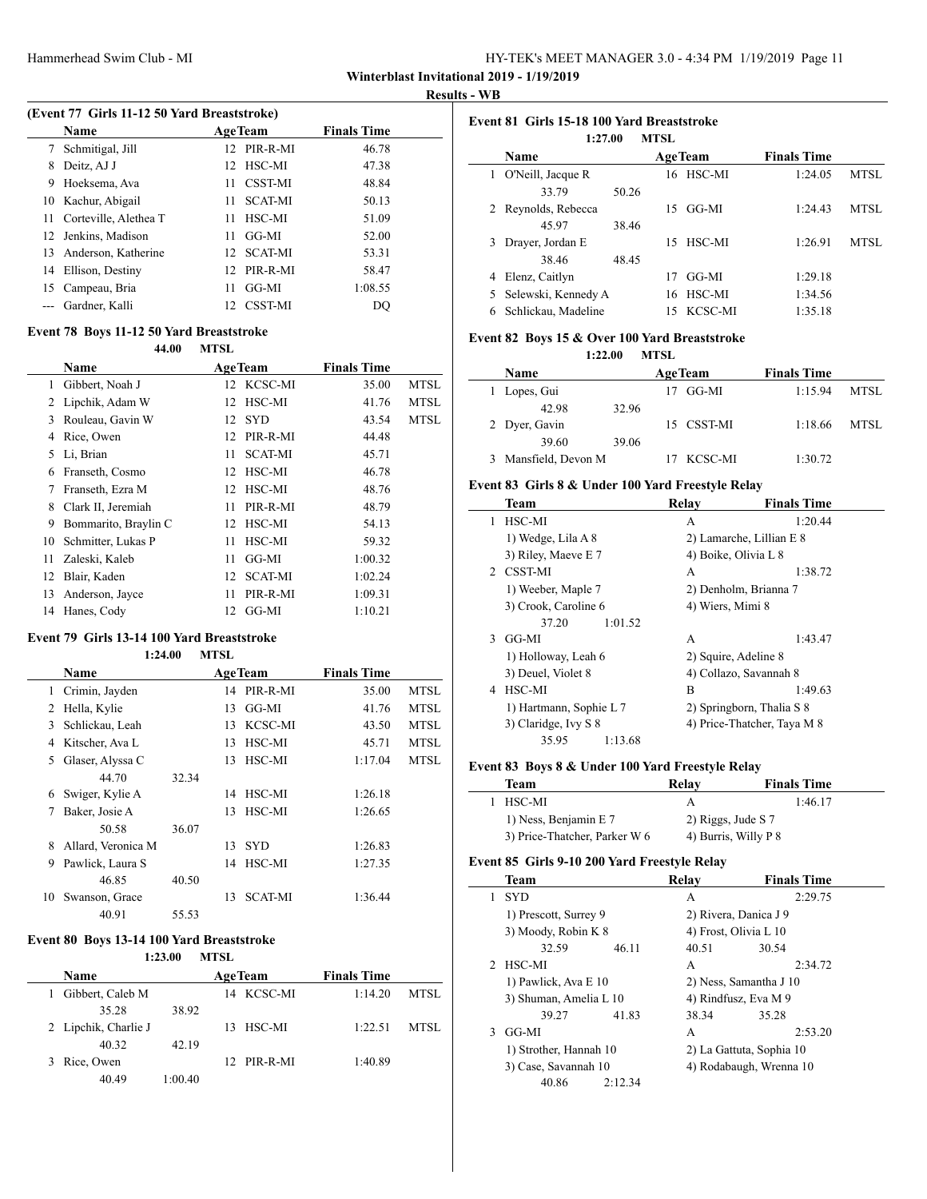**Winterblast Invitational 2019 - 1/19/2019**

**Results - WB**

### (Event 77 Girls 11-12 50 Yard Breaststroke)

| | Name | Age | Team | Finals Time | |
|---|---|---|---|---|---|
| 7 | Schmitigal, Jill | 12 | PIR-R-MI | 46.78 | |
| 8 | Deitz, AJ J | 12 | HSC-MI | 47.38 | |
| 9 | Hoeksema, Ava | 11 | CSST-MI | 48.84 | |
| 10 | Kachur, Abigail | 11 | SCAT-MI | 50.13 | |
| 11 | Corteville, Alethea T | 11 | HSC-MI | 51.09 | |
| 12 | Jenkins, Madison | 11 | GG-MI | 52.00 | |
| 13 | Anderson, Katherine | 12 | SCAT-MI | 53.31 | |
| 14 | Ellison, Destiny | 12 | PIR-R-MI | 58.47 | |
| 15 | Campeau, Bria | 11 | GG-MI | 1:08.55 | |
| --- | Gardner, Kalli | 12 | CSST-MI | DQ | |

### Event 78 Boys 11-12 50 Yard Breaststroke

44.00 MTSL

| | Name | Age | Team | Finals Time | |
|---|---|---|---|---|---|
| 1 | Gibbert, Noah J | 12 | KCSC-MI | 35.00 | MTSL |
| 2 | Lipchik, Adam W | 12 | HSC-MI | 41.76 | MTSL |
| 3 | Rouleau, Gavin W | 12 | SYD | 43.54 | MTSL |
| 4 | Rice, Owen | 12 | PIR-R-MI | 44.48 | |
| 5 | Li, Brian | 11 | SCAT-MI | 45.71 | |
| 6 | Franseth, Cosmo | 12 | HSC-MI | 46.78 | |
| 7 | Franseth, Ezra M | 12 | HSC-MI | 48.76 | |
| 8 | Clark II, Jeremiah | 11 | PIR-R-MI | 48.79 | |
| 9 | Bommarito, Braylin C | 12 | HSC-MI | 54.13 | |
| 10 | Schmitter, Lukas P | 11 | HSC-MI | 59.32 | |
| 11 | Zaleski, Kaleb | 11 | GG-MI | 1:00.32 | |
| 12 | Blair, Kaden | 12 | SCAT-MI | 1:02.24 | |
| 13 | Anderson, Jayce | 11 | PIR-R-MI | 1:09.31 | |
| 14 | Hanes, Cody | 12 | GG-MI | 1:10.21 | |

### Event 79 Girls 13-14 100 Yard Breaststroke

1:24.00 MTSL

| | Name | Age | Team | Finals Time | |
|---|---|---|---|---|---|
| 1 | Crimin, Jayden | 14 | PIR-R-MI | 35.00 | MTSL |
| 2 | Hella, Kylie | 13 | GG-MI | 41.76 | MTSL |
| 3 | Schlickau, Leah | 13 | KCSC-MI | 43.50 | MTSL |
| 4 | Kitscher, Ava L | 13 | HSC-MI | 45.71 | MTSL |
| 5 | Glaser, Alyssa C | 13 | HSC-MI | 1:17.04 | MTSL |
| | 44.70 32.34 | | | | |
| 6 | Swiger, Kylie A | 14 | HSC-MI | 1:26.18 | |
| 7 | Baker, Josie A | 13 | HSC-MI | 1:26.65 | |
| | 50.58 36.07 | | | | |
| 8 | Allard, Veronica M | 13 | SYD | 1:26.83 | |
| 9 | Pawlick, Laura S | 14 | HSC-MI | 1:27.35 | |
| | 46.85 40.50 | | | | |
| 10 | Swanson, Grace | 13 | SCAT-MI | 1:36.44 | |
| | 40.91 55.53 | | | | |

### Event 80 Boys 13-14 100 Yard Breaststroke

1:23.00 MTSL

| | Name | Age | Team | Finals Time | |
|---|---|---|---|---|---|
| 1 | Gibbert, Caleb M | 14 | KCSC-MI | 1:14.20 | MTSL |
| | 35.28 38.92 | | | | |
| 2 | Lipchik, Charlie J | 13 | HSC-MI | 1:22.51 | MTSL |
| | 40.32 42.19 | | | | |
| 3 | Rice, Owen | 12 | PIR-R-MI | 1:40.89 | |
| | 40.49 1:00.40 | | | | |

### Event 81 Girls 15-18 100 Yard Breaststroke

1:27.00 MTSL

| | Name | Age | Team | Finals Time | |
|---|---|---|---|---|---|
| 1 | O'Neill, Jacque R | 16 | HSC-MI | 1:24.05 | MTSL |
| | 33.79 50.26 | | | | |
| 2 | Reynolds, Rebecca | 15 | GG-MI | 1:24.43 | MTSL |
| | 45.97 38.46 | | | | |
| 3 | Drayer, Jordan E | 15 | HSC-MI | 1:26.91 | MTSL |
| | 38.46 48.45 | | | | |
| 4 | Elenz, Caitlyn | 17 | GG-MI | 1:29.18 | |
| 5 | Selewski, Kennedy A | 16 | HSC-MI | 1:34.56 | |
| 6 | Schlickau, Madeline | 15 | KCSC-MI | 1:35.18 | |

### Event 82 Boys 15 & Over 100 Yard Breaststroke

1:22.00 MTSL

| | Name | Age | Team | Finals Time | |
|---|---|---|---|---|---|
| 1 | Lopes, Gui | 17 | GG-MI | 1:15.94 | MTSL |
| | 42.98 32.96 | | | | |
| 2 | Dyer, Gavin | 15 | CSST-MI | 1:18.66 | MTSL |
| | 39.60 39.06 | | | | |
| 3 | Mansfield, Devon M | 17 | KCSC-MI | 1:30.72 | |

### Event 83 Girls 8 & Under 100 Yard Freestyle Relay

| | Team | Relay | Finals Time |
|---|---|---|---|
| 1 | HSC-MI | A | 1:20.44 |
| | 1) Wedge, Lila A 8 | 2) Lamarche, Lillian E 8 | |
| | 3) Riley, Maeve E 7 | 4) Boike, Olivia L 8 | |
| 2 | CSST-MI | A | 1:38.72 |
| | 1) Weeber, Maple 7 | 2) Denholm, Brianna 7 | |
| | 3) Crook, Caroline 6 | 4) Wiers, Mimi 8 | |
| | 37.20 1:01.52 | | |
| 3 | GG-MI | A | 1:43.47 |
| | 1) Holloway, Leah 6 | 2) Squire, Adeline 8 | |
| | 3) Deuel, Violet 8 | 4) Collazo, Savannah 8 | |
| 4 | HSC-MI | B | 1:49.63 |
| | 1) Hartmann, Sophie L 7 | 2) Springborn, Thalia S 8 | |
| | 3) Claridge, Ivy S 8 | 4) Price-Thatcher, Taya M 8 | |
| | 35.95 1:13.68 | | |

### Event 83 Boys 8 & Under 100 Yard Freestyle Relay

| | Team | Relay | Finals Time |
|---|---|---|---|
| 1 | HSC-MI | A | 1:46.17 |
| | 1) Ness, Benjamin E 7 | 2) Riggs, Jude S 7 | |
| | 3) Price-Thatcher, Parker W 6 | 4) Burris, Willy P 8 | |

### Event 85 Girls 9-10 200 Yard Freestyle Relay

| | Team | Relay | Finals Time |
|---|---|---|---|
| 1 | SYD | A | 2:29.75 |
| | 1) Prescott, Surrey 9 | 2) Rivera, Danica J 9 | |
| | 3) Moody, Robin K 8 | 4) Frost, Olivia L 10 | |
| | 32.59 46.11 | 40.51 30.54 | |
| 2 | HSC-MI | A | 2:34.72 |
| | 1) Pawlick, Ava E 10 | 2) Ness, Samantha J 10 | |
| | 3) Shuman, Amelia L 10 | 4) Rindfusz, Eva M 9 | |
| | 39.27 41.83 | 38.34 35.28 | |
| 3 | GG-MI | A | 2:53.20 |
| | 1) Strother, Hannah 10 | 2) La Gattuta, Sophia 10 | |
| | 3) Case, Savannah 10 | 4) Rodabaugh, Wrenna 10 | |
| | 40.86 2:12.34 | | |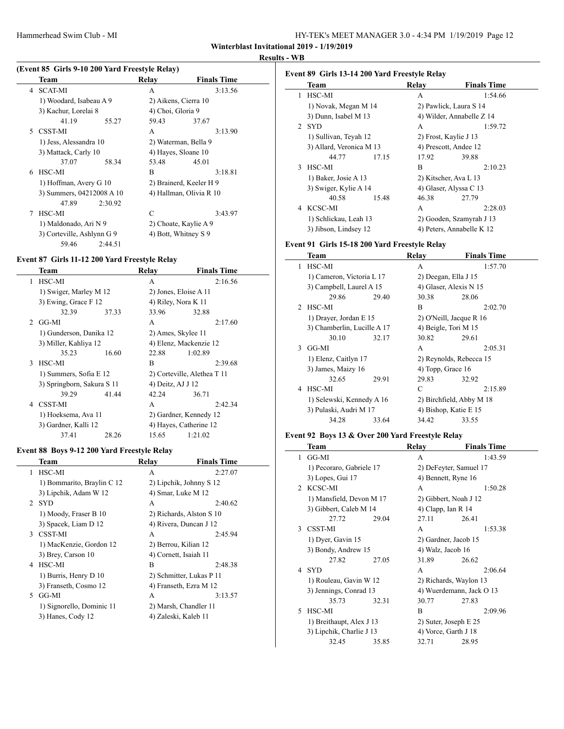**Winterblast Invitational 2019 - 1/19/2019**

**Results - WB**

### (Event 85 Girls 9-10 200 Yard Freestyle Relay)

| | Team | Relay | Finals Time |
|---|---|---|---|
| 4 | SCAT-MI | A | 3:13.56 |
| | 1) Woodard, Isabeau A 9 | 2) Aikens, Cierra 10 | |
| | 3) Kachur, Lorelai 8 | 4) Choi, Gloria 9 | |
| | 41.19 55.27 | 59.43 37.67 | |
| 5 | CSST-MI | A | 3:13.90 |
| | 1) Jess, Alessandra 10 | 2) Waterman, Bella 9 | |
| | 3) Mattack, Carly 10 | 4) Hayes, Sloane 10 | |
| | 37.07 58.34 | 53.48 45.01 | |
| 6 | HSC-MI | B | 3:18.81 |
| | 1) Hoffman, Avery G 10 | 2) Brainerd, Keeler H 9 | |
| | 3) Summers, 04212008 A 10 | 4) Hallman, Olivia R 10 | |
| | 47.89 2:30.92 | | |
| 7 | HSC-MI | C | 3:43.97 |
| | 1) Maldonado, Ari N 9 | 2) Choate, Kaylie A 9 | |
| | 3) Corteville, Ashlynn G 9 | 4) Bott, Whitney S 9 | |
| | 59.46 2:44.51 | | |

### Event 87 Girls 11-12 200 Yard Freestyle Relay

| | Team | Relay | Finals Time |
|---|---|---|---|
| 1 | HSC-MI | A | 2:16.56 |
| | 1) Swiger, Marley M 12 | 2) Jones, Eloise A 11 | |
| | 3) Ewing, Grace F 12 | 4) Riley, Nora K 11 | |
| | 32.39 37.33 | 33.96 32.88 | |
| 2 | GG-MI | A | 2:17.60 |
| | 1) Gunderson, Danika 12 | 2) Ames, Skylee 11 | |
| | 3) Miller, Kahliya 12 | 4) Elenz, Mackenzie 12 | |
| | 35.23 16.60 | 22.88 1:02.89 | |
| 3 | HSC-MI | B | 2:39.68 |
| | 1) Summers, Sofia E 12 | 2) Corteville, Alethea T 11 | |
| | 3) Springborn, Sakura S 11 | 4) Deitz, AJ J 12 | |
| | 39.29 41.44 | 42.24 36.71 | |
| 4 | CSST-MI | A | 2:42.34 |
| | 1) Hoeksema, Ava 11 | 2) Gardner, Kennedy 12 | |
| | 3) Gardner, Kalli 12 | 4) Hayes, Catherine 12 | |
| | 37.41 28.26 | 15.65 1:21.02 | |

### Event 88 Boys 9-12 200 Yard Freestyle Relay

| | Team | Relay | Finals Time |
|---|---|---|---|
| 1 | HSC-MI | A | 2:27.07 |
| | 1) Bommarito, Braylin C 12 | 2) Lipchik, Johnny S 12 | |
| | 3) Lipchik, Adam W 12 | 4) Smar, Luke M 12 | |
| 2 | SYD | A | 2:40.62 |
| | 1) Moody, Fraser B 10 | 2) Richards, Alston S 10 | |
| | 3) Spacek, Liam D 12 | 4) Rivera, Duncan J 12 | |
| 3 | CSST-MI | A | 2:45.94 |
| | 1) MacKenzie, Gordon 12 | 2) Berrou, Kilian 12 | |
| | 3) Brey, Carson 10 | 4) Cornett, Isaiah 11 | |
| 4 | HSC-MI | B | 2:48.38 |
| | 1) Burris, Henry D 10 | 2) Schmitter, Lukas P 11 | |
| | 3) Franseth, Cosmo 12 | 4) Franseth, Ezra M 12 | |
| 5 | GG-MI | A | 3:13.57 |
| | 1) Signorello, Dominic 11 | 2) Marsh, Chandler 11 | |
| | 3) Hanes, Cody 12 | 4) Zaleski, Kaleb 11 | |

### Event 89 Girls 13-14 200 Yard Freestyle Relay

| | Team | Relay | Finals Time |
|---|---|---|---|
| 1 | HSC-MI | A | 1:54.66 |
| | 1) Novak, Megan M 14 | 2) Pawlick, Laura S 14 | |
| | 3) Dunn, Isabel M 13 | 4) Wilder, Annabelle Z 14 | |
| 2 | SYD | A | 1:59.72 |
| | 1) Sullivan, Teyah 12 | 2) Frost, Kaylie J 13 | |
| | 3) Allard, Veronica M 13 | 4) Prescott, Andee 12 | |
| | 44.77 17.15 | 17.92 39.88 | |
| 3 | HSC-MI | B | 2:10.23 |
| | 1) Baker, Josie A 13 | 2) Kitscher, Ava L 13 | |
| | 3) Swiger, Kylie A 14 | 4) Glaser, Alyssa C 13 | |
| | 40.58 15.48 | 46.38 27.79 | |
| 4 | KCSC-MI | A | 2:28.03 |
| | 1) Schlickau, Leah 13 | 2) Gooden, Szamyrah J 13 | |
| | 3) Jibson, Lindsey 12 | 4) Peters, Annabelle K 12 | |

### Event 91 Girls 15-18 200 Yard Freestyle Relay

| | Team | Relay | Finals Time |
|---|---|---|---|
| 1 | HSC-MI | A | 1:57.70 |
| | 1) Cameron, Victoria L 17 | 2) Deegan, Ella J 15 | |
| | 3) Campbell, Laurel A 15 | 4) Glaser, Alexis N 15 | |
| | 29.86 29.40 | 30.38 28.06 | |
| 2 | HSC-MI | B | 2:02.70 |
| | 1) Drayer, Jordan E 15 | 2) O'Neill, Jacque R 16 | |
| | 3) Chamberlin, Lucille A 17 | 4) Beigle, Tori M 15 | |
| | 30.10 32.17 | 30.82 29.61 | |
| 3 | GG-MI | A | 2:05.31 |
| | 1) Elenz, Caitlyn 17 | 2) Reynolds, Rebecca 15 | |
| | 3) James, Maizy 16 | 4) Topp, Grace 16 | |
| | 32.65 29.91 | 29.83 32.92 | |
| 4 | HSC-MI | C | 2:15.89 |
| | 1) Selewski, Kennedy A 16 | 2) Birchfield, Abby M 18 | |
| | 3) Pulaski, Audri M 17 | 4) Bishop, Katie E 15 | |
| | 34.28 33.64 | 34.42 33.55 | |

### Event 92 Boys 13 & Over 200 Yard Freestyle Relay

| | Team | Relay | Finals Time |
|---|---|---|---|
| 1 | GG-MI | A | 1:43.59 |
| | 1) Pecoraro, Gabriele 17 | 2) DeFeyter, Samuel 17 | |
| | 3) Lopes, Gui 17 | 4) Bennett, Ryne 16 | |
| 2 | KCSC-MI | A | 1:50.28 |
| | 1) Mansfield, Devon M 17 | 2) Gibbert, Noah J 12 | |
| | 3) Gibbert, Caleb M 14 | 4) Clapp, Ian R 14 | |
| | 27.72 29.04 | 27.11 26.41 | |
| 3 | CSST-MI | A | 1:53.38 |
| | 1) Dyer, Gavin 15 | 2) Gardner, Jacob 15 | |
| | 3) Bondy, Andrew 15 | 4) Walz, Jacob 16 | |
| | 27.82 27.05 | 31.89 26.62 | |
| 4 | SYD | A | 2:06.64 |
| | 1) Rouleau, Gavin W 12 | 2) Richards, Waylon 13 | |
| | 3) Jennings, Conrad 13 | 4) Wuerdemann, Jack O 13 | |
| | 35.73 32.31 | 30.77 27.83 | |
| 5 | HSC-MI | B | 2:09.96 |
| | 1) Breithaupt, Alex J 13 | 2) Suter, Joseph E 25 | |
| | 3) Lipchik, Charlie J 13 | 4) Vorce, Garth J 18 | |
| | 32.45 35.85 | 32.71 28.95 | |